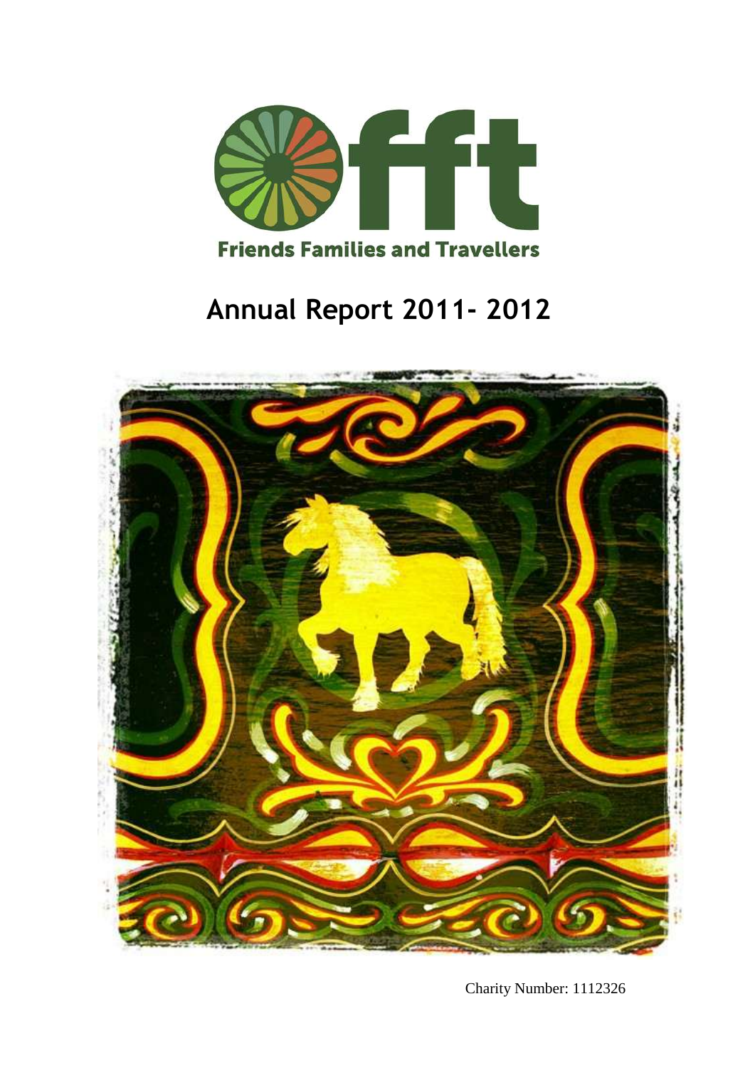fft

Friends Families and Travellers

# Annual Report 2011- 2012

Charity Number: 1112326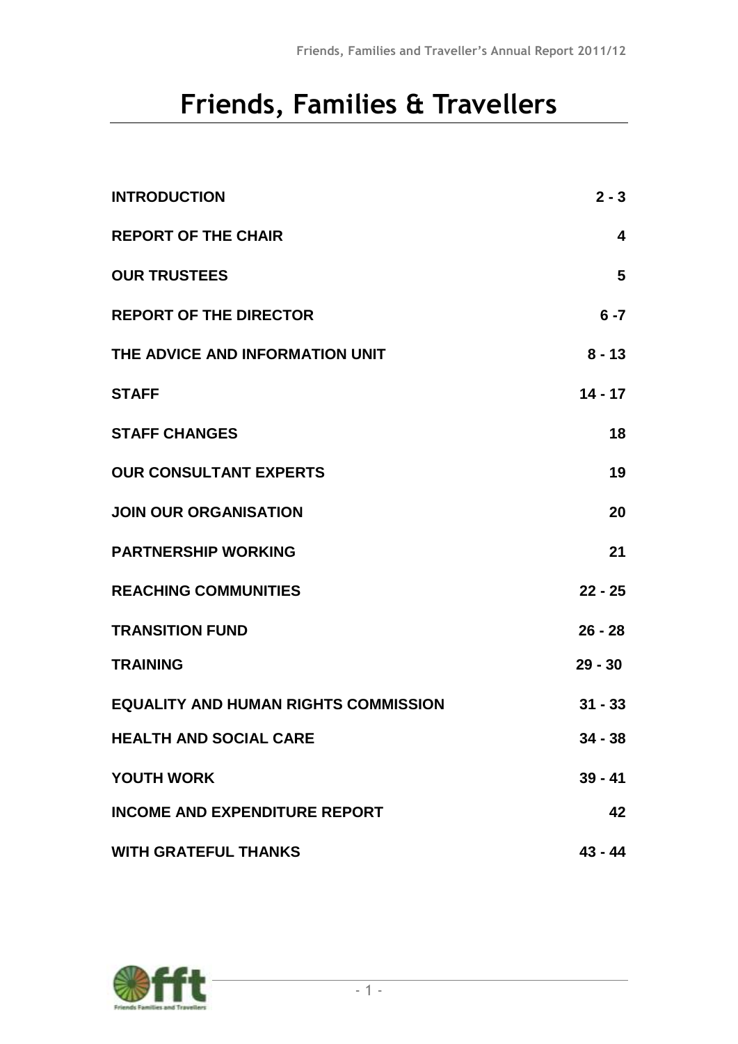# Friends, Families & Travellers

| | |
|---|---|
| **INTRODUCTION** | **2 - 3** |
| **REPORT OF THE CHAIR** | **4** |
| **OUR TRUSTEES** | **5** |
| **REPORT OF THE DIRECTOR** | **6 -7** |
| **THE ADVICE AND INFORMATION UNIT** | **8 - 13** |
| **STAFF** | **14 - 17** |
| **STAFF CHANGES** | **18** |
| **OUR CONSULTANT EXPERTS** | **19** |
| **JOIN OUR ORGANISATION** | **20** |
| **PARTNERSHIP WORKING** | **21** |
| **REACHING COMMUNITIES** | **22 - 25** |
| **TRANSITION FUND** | **26 - 28** |
| **TRAINING** | **29 - 30** |
| **EQUALITY AND HUMAN RIGHTS COMMISSION** | **31 - 33** |
| **HEALTH AND SOCIAL CARE** | **34 - 38** |
| **YOUTH WORK** | **39 - 41** |
| **INCOME AND EXPENDITURE REPORT** | **42** |
| **WITH GRATEFUL THANKS** | **43 - 44** |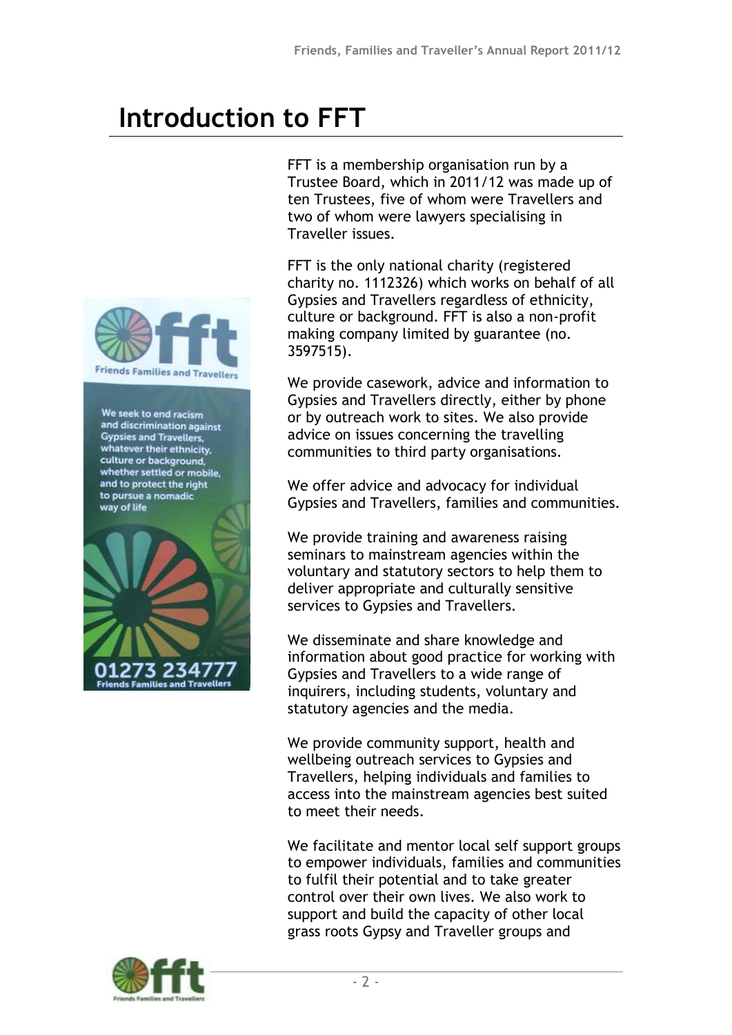# Introduction to FFT

FFT is a membership organisation run by a Trustee Board, which in 2011/12 was made up of ten Trustees, five of whom were Travellers and two of whom were lawyers specialising in Traveller issues.

FFT is the only national charity (registered charity no. 1112326) which works on behalf of all Gypsies and Travellers regardless of ethnicity, culture or background. FFT is also a non-profit making company limited by guarantee (no. 3597515).

We provide casework, advice and information to Gypsies and Travellers directly, either by phone or by outreach work to sites. We also provide advice on issues concerning the travelling communities to third party organisations.

We offer advice and advocacy for individual Gypsies and Travellers, families and communities.

We provide training and awareness raising seminars to mainstream agencies within the voluntary and statutory sectors to help them to deliver appropriate and culturally sensitive services to Gypsies and Travellers.

We disseminate and share knowledge and information about good practice for working with Gypsies and Travellers to a wide range of inquirers, including students, voluntary and statutory agencies and the media.

We provide community support, health and wellbeing outreach services to Gypsies and Travellers, helping individuals and families to access into the mainstream agencies best suited to meet their needs.

We facilitate and mentor local self support groups to empower individuals, families and communities to fulfil their potential and to take greater control over their own lives. We also work to support and build the capacity of other local grass roots Gypsy and Traveller groups and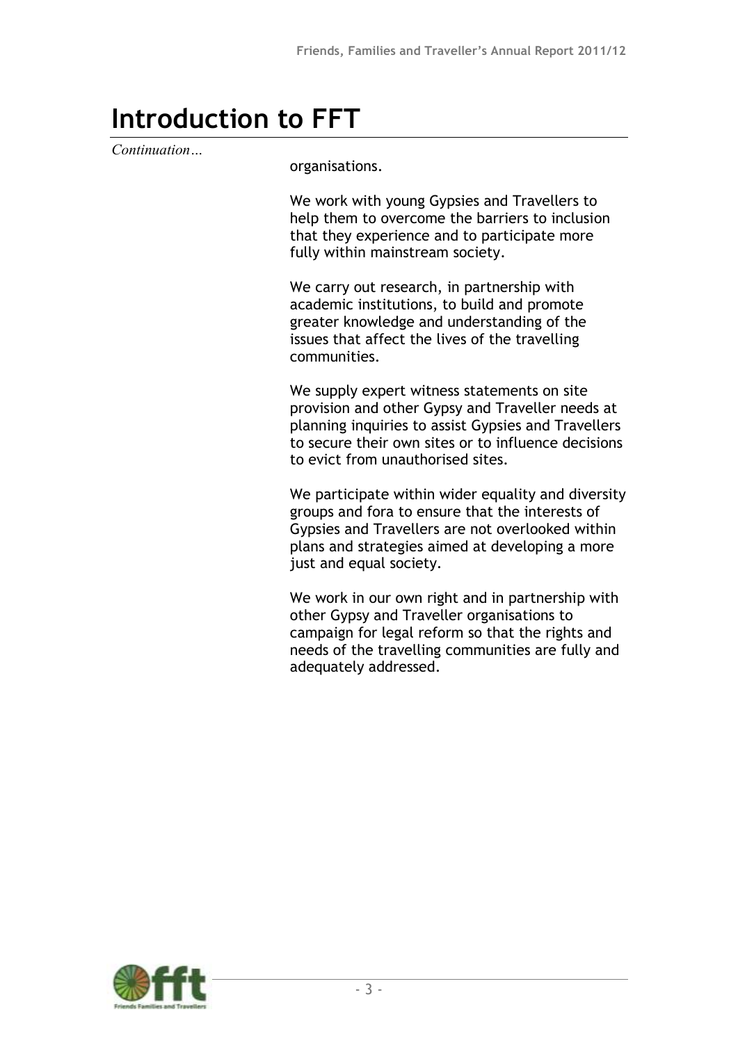# Introduction to FFT

*Continuation…*

organisations.

We work with young Gypsies and Travellers to help them to overcome the barriers to inclusion that they experience and to participate more fully within mainstream society.

We carry out research, in partnership with academic institutions, to build and promote greater knowledge and understanding of the issues that affect the lives of the travelling communities.

We supply expert witness statements on site provision and other Gypsy and Traveller needs at planning inquiries to assist Gypsies and Travellers to secure their own sites or to influence decisions to evict from unauthorised sites.

We participate within wider equality and diversity groups and fora to ensure that the interests of Gypsies and Travellers are not overlooked within plans and strategies aimed at developing a more just and equal society.

We work in our own right and in partnership with other Gypsy and Traveller organisations to campaign for legal reform so that the rights and needs of the travelling communities are fully and adequately addressed.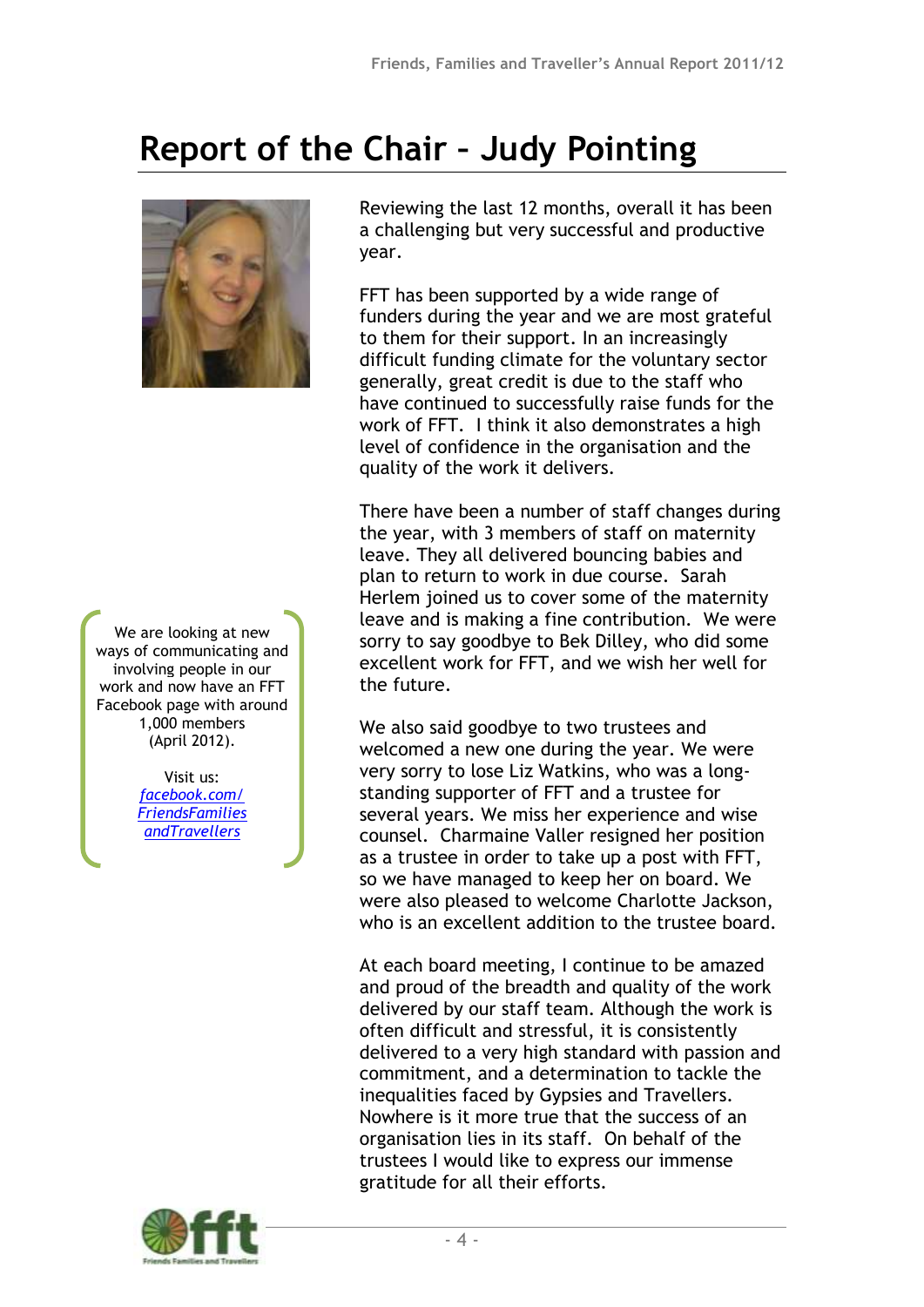# Report of the Chair – Judy Pointing

Reviewing the last 12 months, overall it has been a challenging but very successful and productive year.

FFT has been supported by a wide range of funders during the year and we are most grateful to them for their support. In an increasingly difficult funding climate for the voluntary sector generally, great credit is due to the staff who have continued to successfully raise funds for the work of FFT. I think it also demonstrates a high level of confidence in the organisation and the quality of the work it delivers.

There have been a number of staff changes during the year, with 3 members of staff on maternity leave. They all delivered bouncing babies and plan to return to work in due course. Sarah Herlem joined us to cover some of the maternity leave and is making a fine contribution. We were sorry to say goodbye to Bek Dilley, who did some excellent work for FFT, and we wish her well for the future.

We also said goodbye to two trustees and welcomed a new one during the year. We were very sorry to lose Liz Watkins, who was a long-standing supporter of FFT and a trustee for several years. We miss her experience and wise counsel. Charmaine Valler resigned her position as a trustee in order to take up a post with FFT, so we have managed to keep her on board. We were also pleased to welcome Charlotte Jackson, who is an excellent addition to the trustee board.

At each board meeting, I continue to be amazed and proud of the breadth and quality of the work delivered by our staff team. Although the work is often difficult and stressful, it is consistently delivered to a very high standard with passion and commitment, and a determination to tackle the inequalities faced by Gypsies and Travellers. Nowhere is it more true that the success of an organisation lies in its staff. On behalf of the trustees I would like to express our immense gratitude for all their efforts.

> We are looking at new ways of communicating and involving people in our work and now have an FFT Facebook page with around 1,000 members (April 2012).
>
> Visit us: *facebook.com/FriendsFamiliesandTravellers*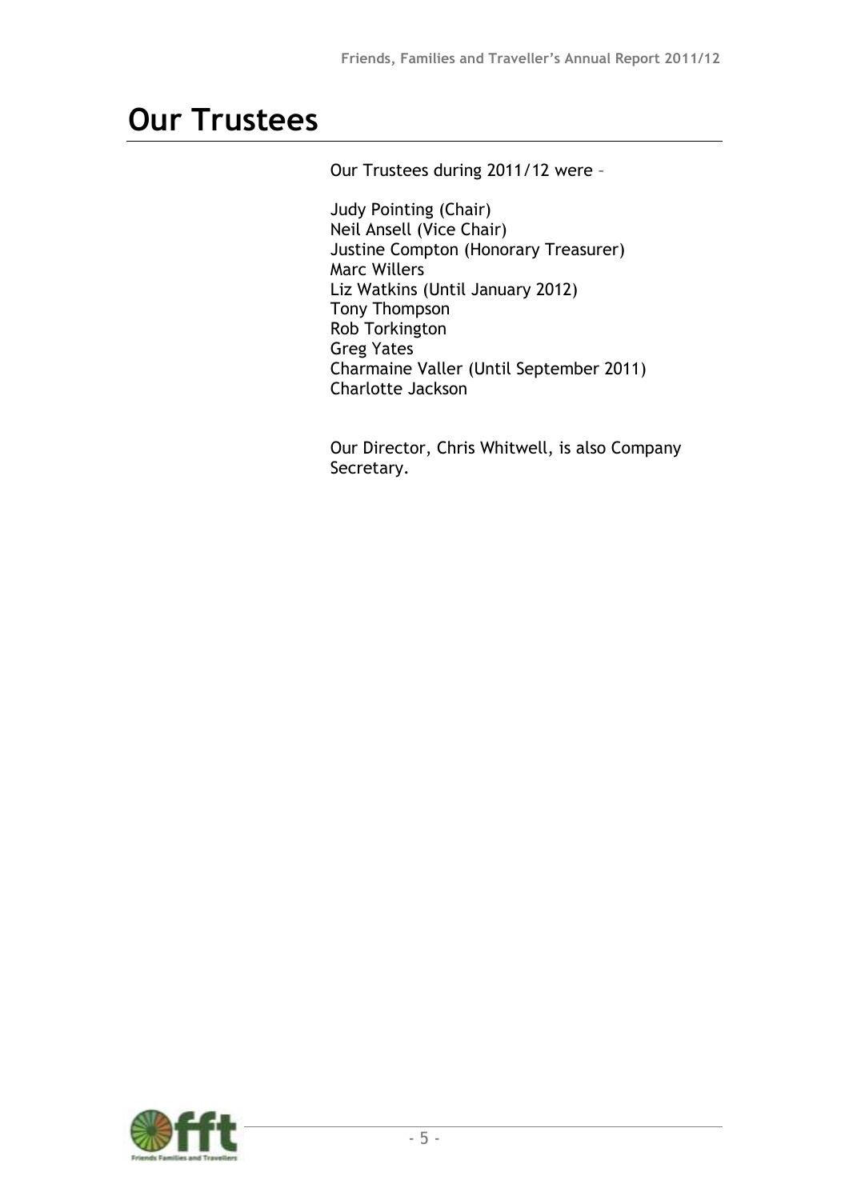# Our Trustees

Our Trustees during 2011/12 were –

Judy Pointing (Chair)
Neil Ansell (Vice Chair)
Justine Compton (Honorary Treasurer)
Marc Willers
Liz Watkins (Until January 2012)
Tony Thompson
Rob Torkington
Greg Yates
Charmaine Valler (Until September 2011)
Charlotte Jackson

Our Director, Chris Whitwell, is also Company Secretary.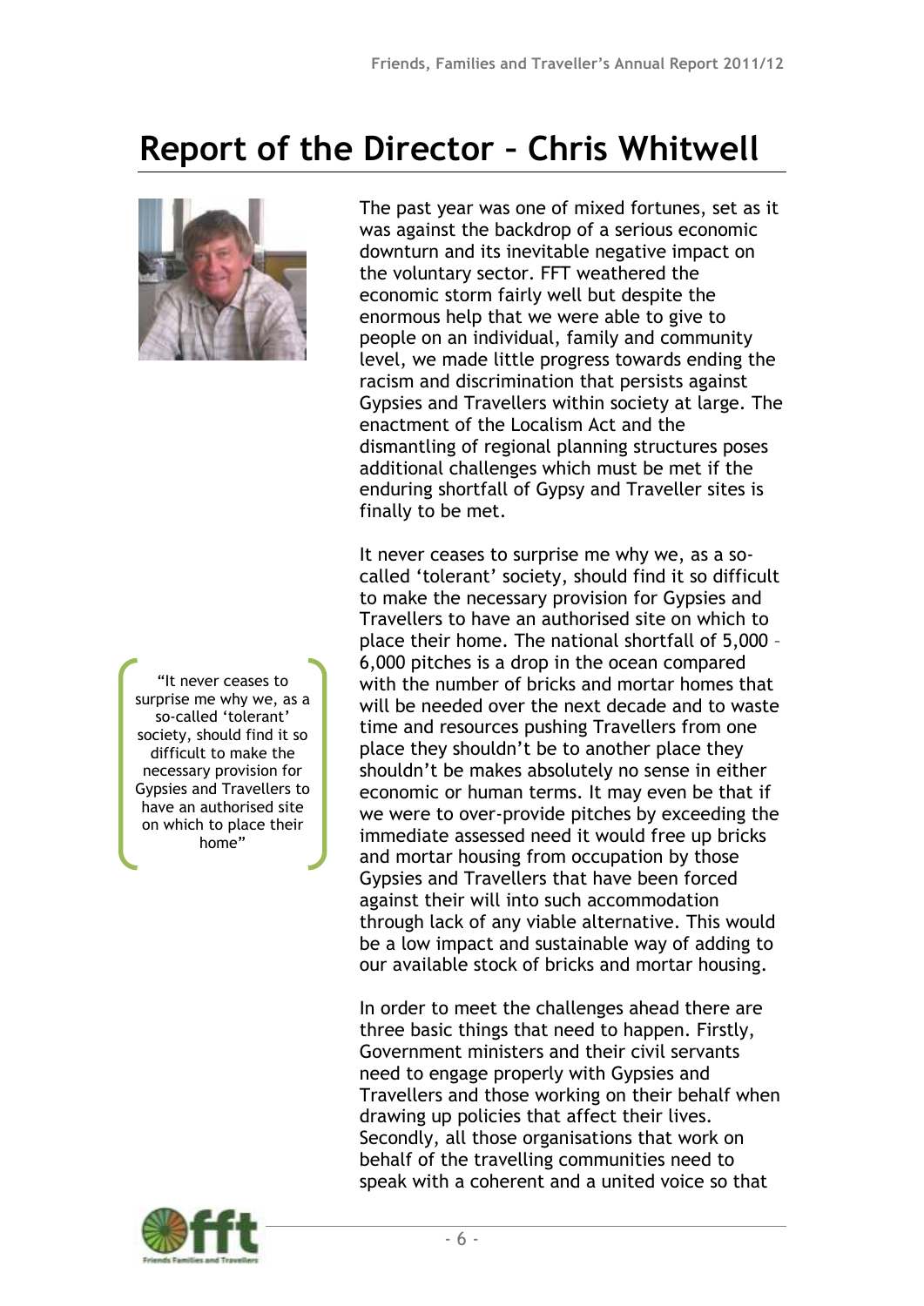# Report of the Director – Chris Whitwell

The past year was one of mixed fortunes, set as it was against the backdrop of a serious economic downturn and its inevitable negative impact on the voluntary sector. FFT weathered the economic storm fairly well but despite the enormous help that we were able to give to people on an individual, family and community level, we made little progress towards ending the racism and discrimination that persists against Gypsies and Travellers within society at large. The enactment of the Localism Act and the dismantling of regional planning structures poses additional challenges which must be met if the enduring shortfall of Gypsy and Traveller sites is finally to be met.

> "It never ceases to surprise me why we, as a so-called 'tolerant' society, should find it so difficult to make the necessary provision for Gypsies and Travellers to have an authorised site on which to place their home"

It never ceases to surprise me why we, as a so-called 'tolerant' society, should find it so difficult to make the necessary provision for Gypsies and Travellers to have an authorised site on which to place their home. The national shortfall of 5,000 – 6,000 pitches is a drop in the ocean compared with the number of bricks and mortar homes that will be needed over the next decade and to waste time and resources pushing Travellers from one place they shouldn't be to another place they shouldn't be makes absolutely no sense in either economic or human terms. It may even be that if we were to over-provide pitches by exceeding the immediate assessed need it would free up bricks and mortar housing from occupation by those Gypsies and Travellers that have been forced against their will into such accommodation through lack of any viable alternative. This would be a low impact and sustainable way of adding to our available stock of bricks and mortar housing.

In order to meet the challenges ahead there are three basic things that need to happen. Firstly, Government ministers and their civil servants need to engage properly with Gypsies and Travellers and those working on their behalf when drawing up policies that affect their lives. Secondly, all those organisations that work on behalf of the travelling communities need to speak with a coherent and a united voice so that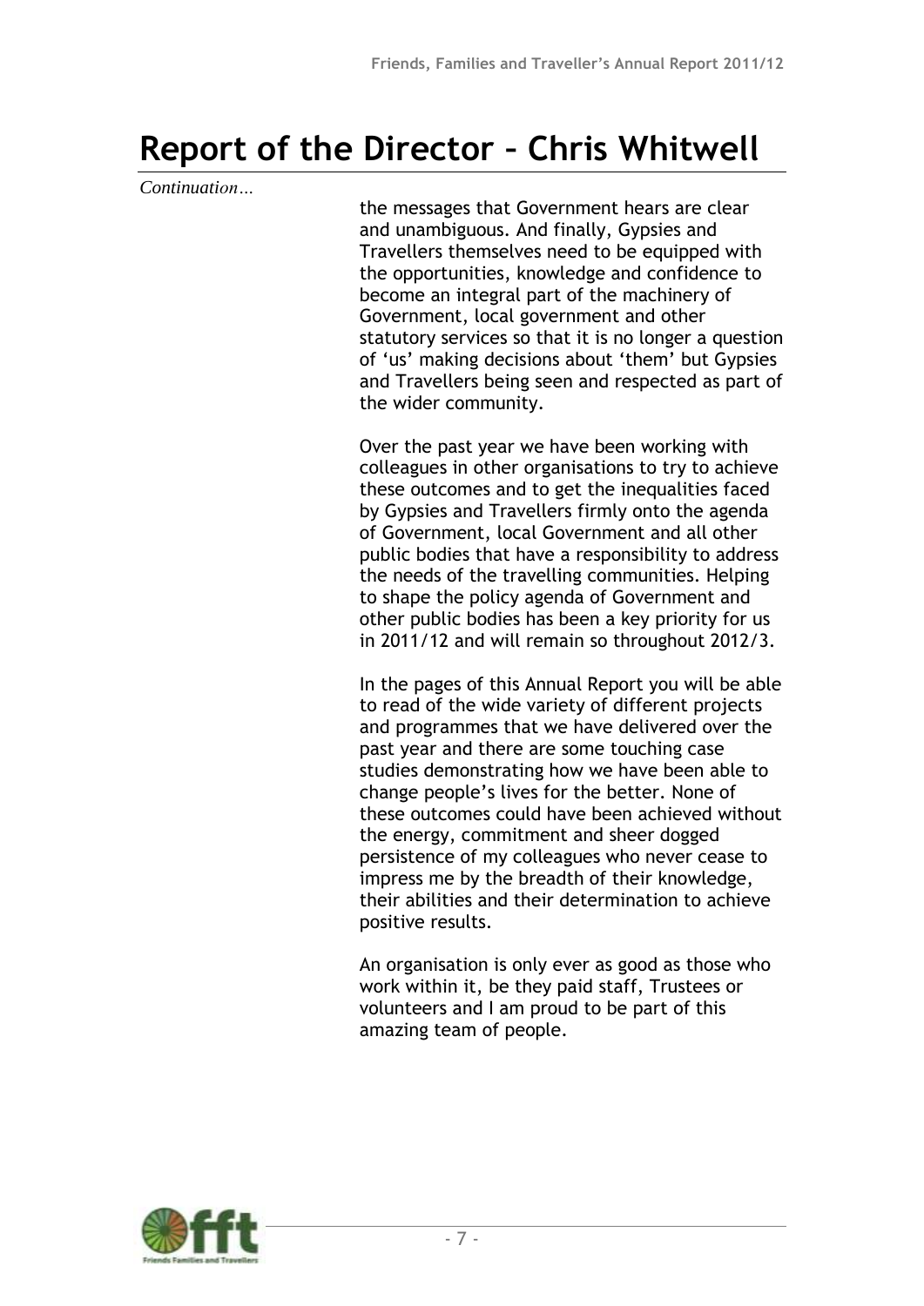# Report of the Director – Chris Whitwell

*Continuation…*

the messages that Government hears are clear and unambiguous. And finally, Gypsies and Travellers themselves need to be equipped with the opportunities, knowledge and confidence to become an integral part of the machinery of Government, local government and other statutory services so that it is no longer a question of 'us' making decisions about 'them' but Gypsies and Travellers being seen and respected as part of the wider community.

Over the past year we have been working with colleagues in other organisations to try to achieve these outcomes and to get the inequalities faced by Gypsies and Travellers firmly onto the agenda of Government, local Government and all other public bodies that have a responsibility to address the needs of the travelling communities. Helping to shape the policy agenda of Government and other public bodies has been a key priority for us in 2011/12 and will remain so throughout 2012/3.

In the pages of this Annual Report you will be able to read of the wide variety of different projects and programmes that we have delivered over the past year and there are some touching case studies demonstrating how we have been able to change people's lives for the better. None of these outcomes could have been achieved without the energy, commitment and sheer dogged persistence of my colleagues who never cease to impress me by the breadth of their knowledge, their abilities and their determination to achieve positive results.

An organisation is only ever as good as those who work within it, be they paid staff, Trustees or volunteers and I am proud to be part of this amazing team of people.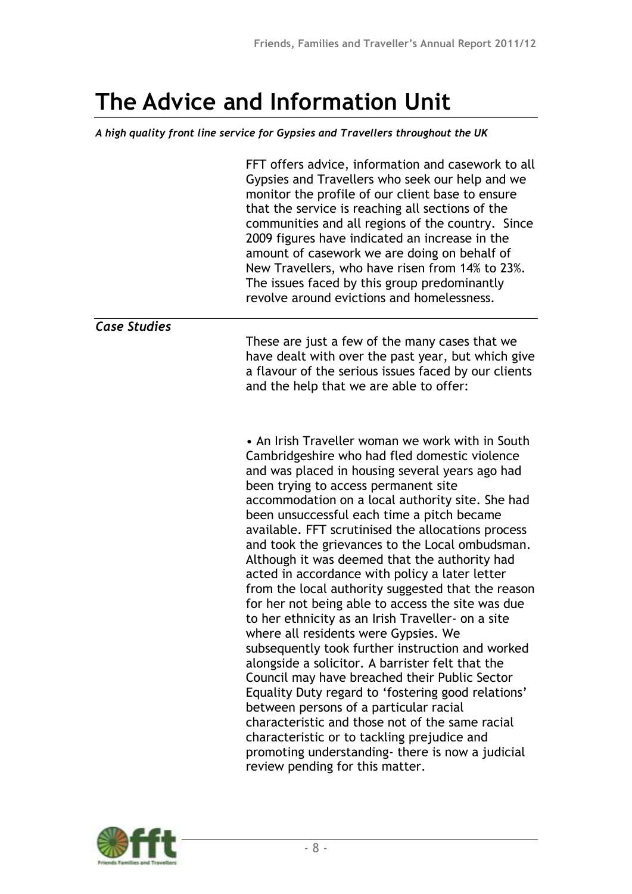# The Advice and Information Unit

*A high quality front line service for Gypsies and Travellers throughout the UK*

FFT offers advice, information and casework to all Gypsies and Travellers who seek our help and we monitor the profile of our client base to ensure that the service is reaching all sections of the communities and all regions of the country. Since 2009 figures have indicated an increase in the amount of casework we are doing on behalf of New Travellers, who have risen from 14% to 23%. The issues faced by this group predominantly revolve around evictions and homelessness.

### *Case Studies*

These are just a few of the many cases that we have dealt with over the past year, but which give a flavour of the serious issues faced by our clients and the help that we are able to offer:

- An Irish Traveller woman we work with in South Cambridgeshire who had fled domestic violence and was placed in housing several years ago had been trying to access permanent site accommodation on a local authority site. She had been unsuccessful each time a pitch became available. FFT scrutinised the allocations process and took the grievances to the Local ombudsman. Although it was deemed that the authority had acted in accordance with policy a later letter from the local authority suggested that the reason for her not being able to access the site was due to her ethnicity as an Irish Traveller- on a site where all residents were Gypsies. We subsequently took further instruction and worked alongside a solicitor. A barrister felt that the Council may have breached their Public Sector Equality Duty regard to 'fostering good relations' between persons of a particular racial characteristic and those not of the same racial characteristic or to tackling prejudice and promoting understanding- there is now a judicial review pending for this matter.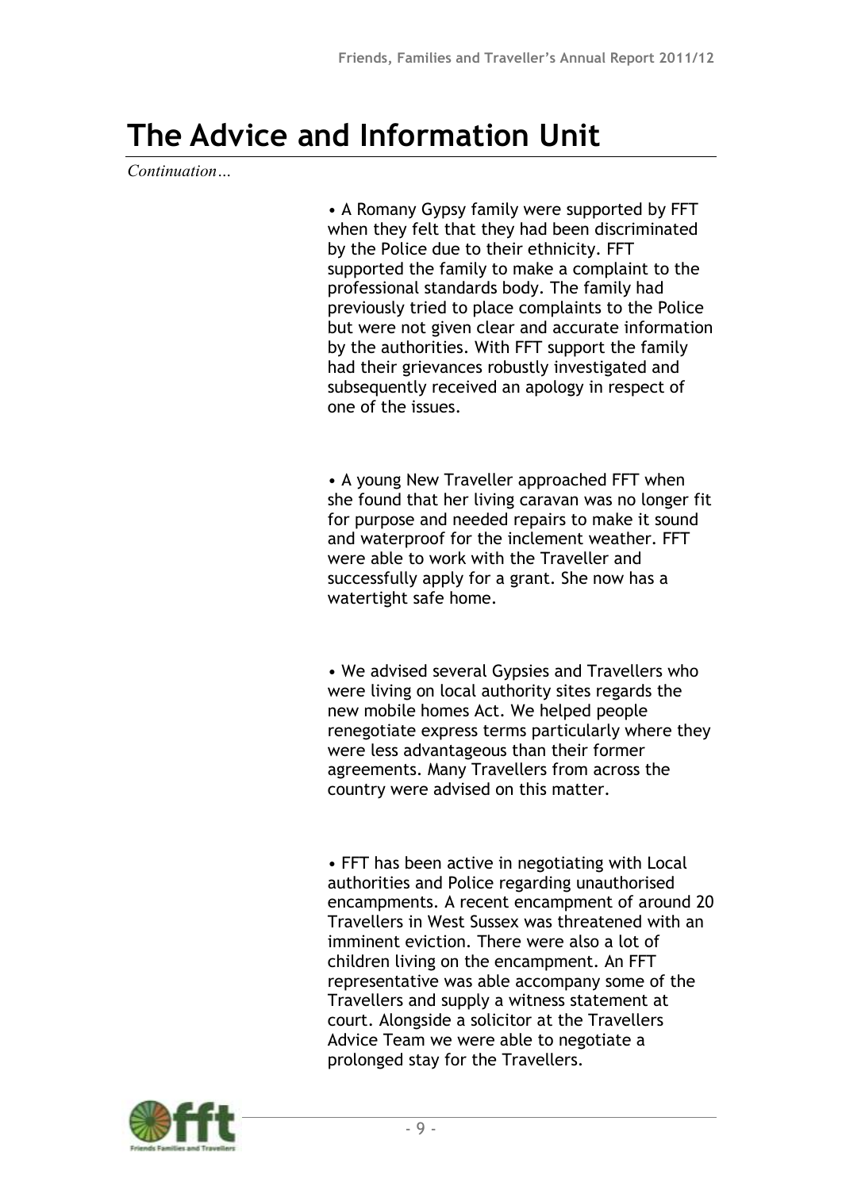# The Advice and Information Unit

*Continuation…*

- A Romany Gypsy family were supported by FFT when they felt that they had been discriminated by the Police due to their ethnicity. FFT supported the family to make a complaint to the professional standards body. The family had previously tried to place complaints to the Police but were not given clear and accurate information by the authorities. With FFT support the family had their grievances robustly investigated and subsequently received an apology in respect of one of the issues.

- A young New Traveller approached FFT when she found that her living caravan was no longer fit for purpose and needed repairs to make it sound and waterproof for the inclement weather. FFT were able to work with the Traveller and successfully apply for a grant. She now has a watertight safe home.

- We advised several Gypsies and Travellers who were living on local authority sites regards the new mobile homes Act. We helped people renegotiate express terms particularly where they were less advantageous than their former agreements. Many Travellers from across the country were advised on this matter.

- FFT has been active in negotiating with Local authorities and Police regarding unauthorised encampments. A recent encampment of around 20 Travellers in West Sussex was threatened with an imminent eviction. There were also a lot of children living on the encampment. An FFT representative was able accompany some of the Travellers and supply a witness statement at court. Alongside a solicitor at the Travellers Advice Team we were able to negotiate a prolonged stay for the Travellers.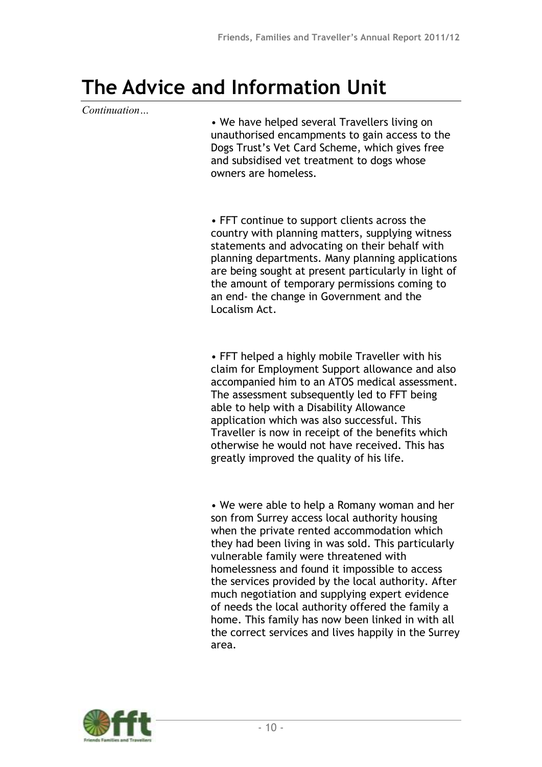# The Advice and Information Unit

*Continuation…*

- We have helped several Travellers living on unauthorised encampments to gain access to the Dogs Trust's Vet Card Scheme, which gives free and subsidised vet treatment to dogs whose owners are homeless.

- FFT continue to support clients across the country with planning matters, supplying witness statements and advocating on their behalf with planning departments. Many planning applications are being sought at present particularly in light of the amount of temporary permissions coming to an end- the change in Government and the Localism Act.

- FFT helped a highly mobile Traveller with his claim for Employment Support allowance and also accompanied him to an ATOS medical assessment. The assessment subsequently led to FFT being able to help with a Disability Allowance application which was also successful. This Traveller is now in receipt of the benefits which otherwise he would not have received. This has greatly improved the quality of his life.

- We were able to help a Romany woman and her son from Surrey access local authority housing when the private rented accommodation which they had been living in was sold. This particularly vulnerable family were threatened with homelessness and found it impossible to access the services provided by the local authority. After much negotiation and supplying expert evidence of needs the local authority offered the family a home. This family has now been linked in with all the correct services and lives happily in the Surrey area.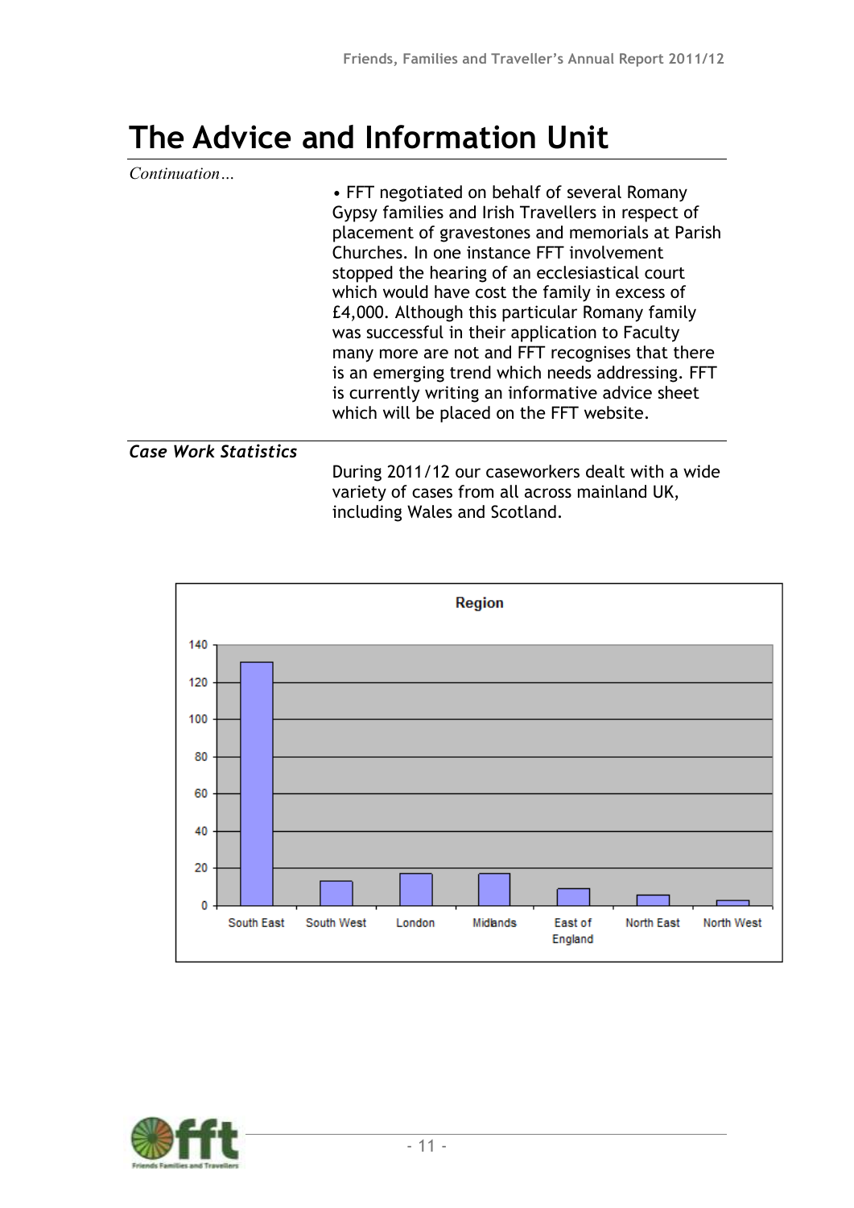# The Advice and Information Unit

*Continuation…*

• FFT negotiated on behalf of several Romany Gypsy families and Irish Travellers in respect of placement of gravestones and memorials at Parish Churches. In one instance FFT involvement stopped the hearing of an ecclesiastical court which would have cost the family in excess of £4,000. Although this particular Romany family was successful in their application to Faculty many more are not and FFT recognises that there is an emerging trend which needs addressing. FFT is currently writing an informative advice sheet which will be placed on the FFT website.

***Case Work Statistics***

During 2011/12 our caseworkers dealt with a wide variety of cases from all across mainland UK, including Wales and Scotland.

**Region**

| Region | Cases (approx.) |
|---|---|
| South East | 131 |
| South West | 13 |
| London | 17 |
| Midlands | 17 |
| East of England | 9 |
| North East | 5 |
| North West | 2 |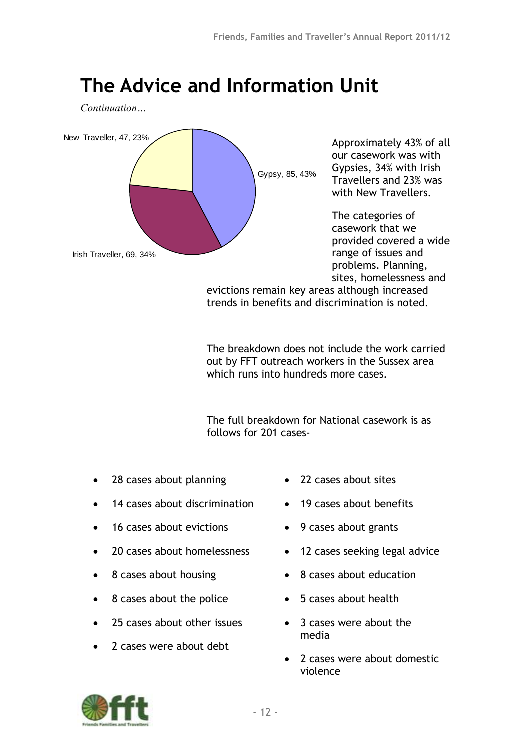# The Advice and Information Unit

*Continuation…*

New Traveller, 47, 23%

Gypsy, 85, 43%

Irish Traveller, 69, 34%

Approximately 43% of all our casework was with Gypsies, 34% with Irish Travellers and 23% was with New Travellers.

The categories of casework that we provided covered a wide range of issues and problems. Planning, sites, homelessness and evictions remain key areas although increased trends in benefits and discrimination is noted.

The breakdown does not include the work carried out by FFT outreach workers in the Sussex area which runs into hundreds more cases.

The full breakdown for National casework is as follows for 201 cases-

- 28 cases about planning
- 14 cases about discrimination
- 16 cases about evictions
- 20 cases about homelessness
- 8 cases about housing
- 8 cases about the police
- 25 cases about other issues
- 2 cases were about debt
- 22 cases about sites
- 19 cases about benefits
- 9 cases about grants
- 12 cases seeking legal advice
- 8 cases about education
- 5 cases about health
- 3 cases were about the media
- 2 cases were about domestic violence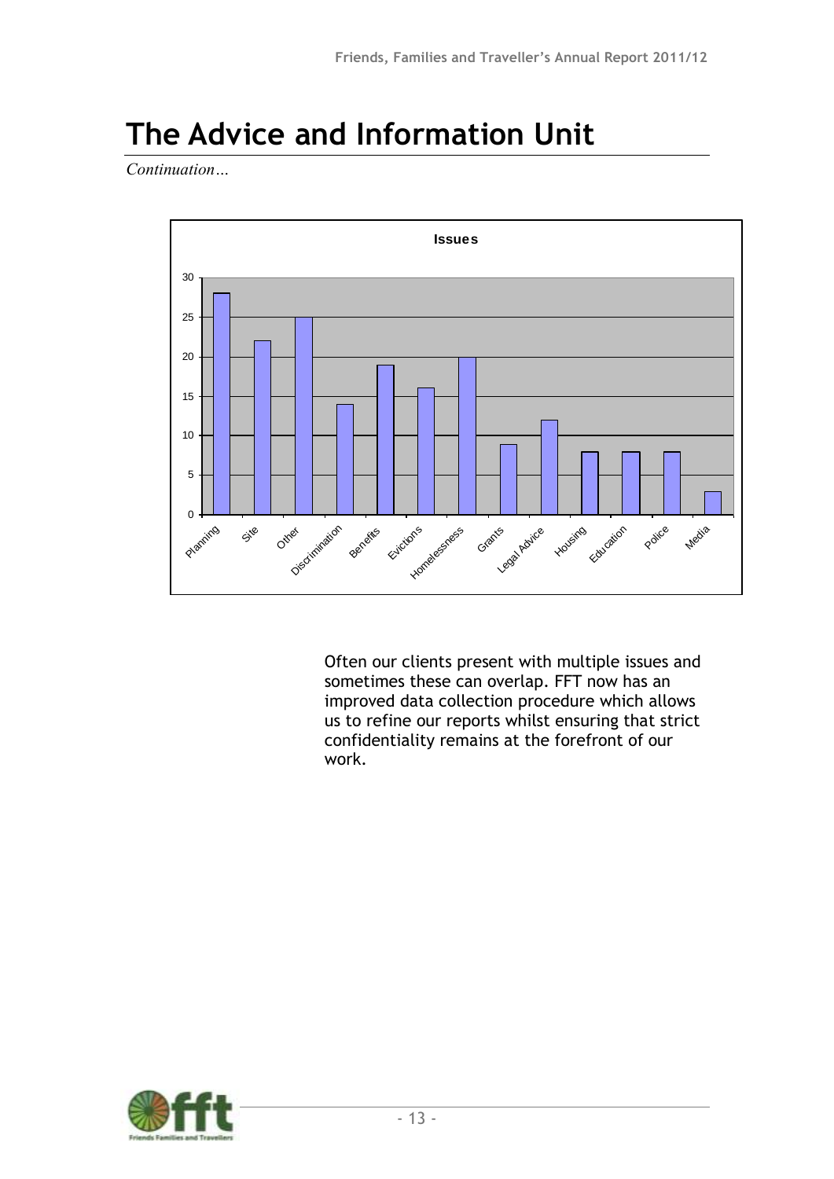# The Advice and Information Unit

*Continuation…*

**Issues**

| Issue | Count |
|---|---|
| Planning | 28 |
| Site | 22 |
| Other | 25 |
| Discrimination | 14 |
| Benefits | 19 |
| Evictions | 16 |
| Homelessness | 20 |
| Grants | 9 |
| Legal Advice | 12 |
| Housing | 8 |
| Education | 8 |
| Police | 8 |
| Media | 3 |

Often our clients present with multiple issues and sometimes these can overlap. FFT now has an improved data collection procedure which allows us to refine our reports whilst ensuring that strict confidentiality remains at the forefront of our work.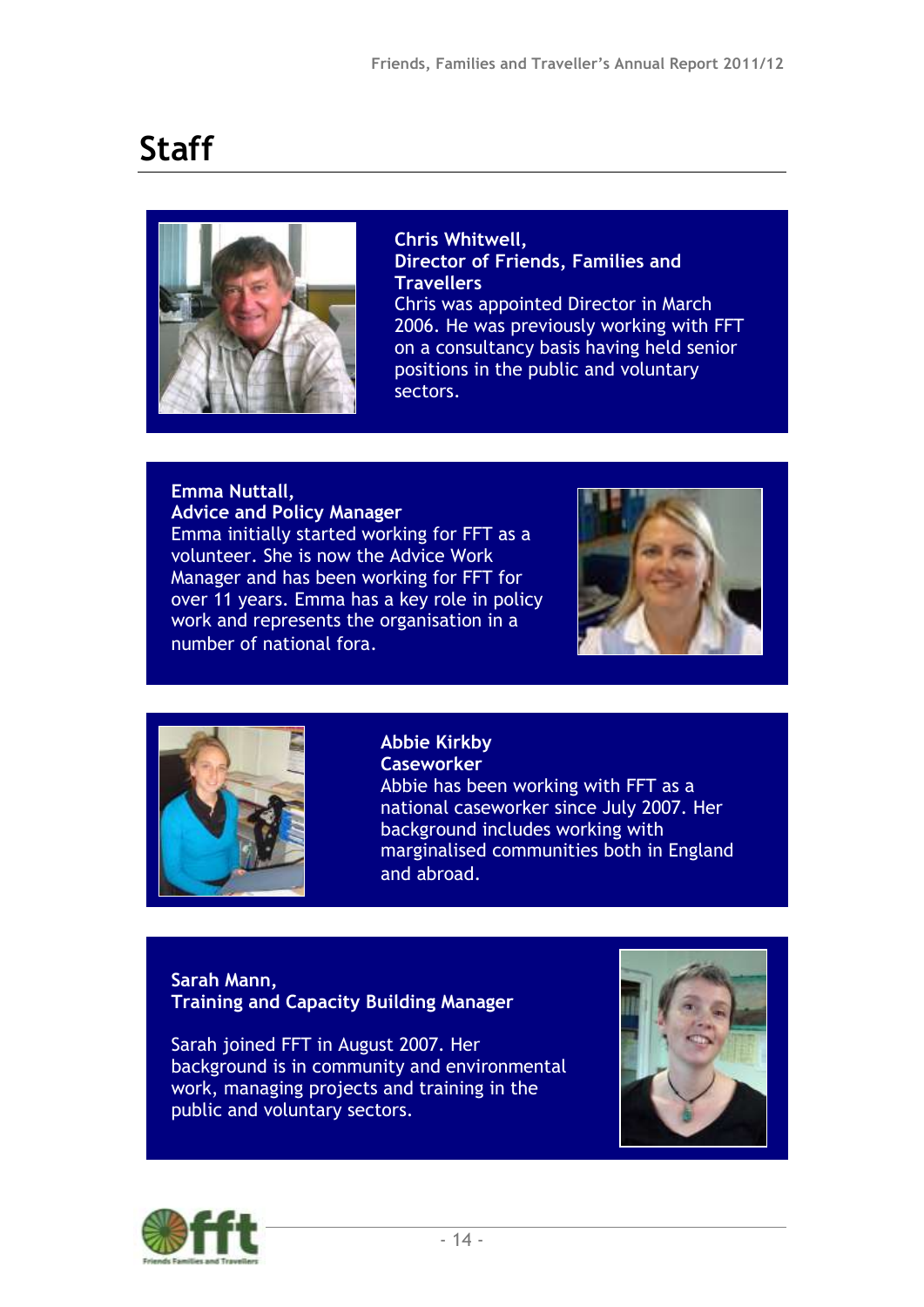# Staff

**Chris Whitwell,**
**Director of Friends, Families and Travellers**
Chris was appointed Director in March 2006. He was previously working with FFT on a consultancy basis having held senior positions in the public and voluntary sectors.

**Emma Nuttall,**
**Advice and Policy Manager**
Emma initially started working for FFT as a volunteer. She is now the Advice Work Manager and has been working for FFT for over 11 years. Emma has a key role in policy work and represents the organisation in a number of national fora.

**Abbie Kirkby**
**Caseworker**
Abbie has been working with FFT as a national caseworker since July 2007. Her background includes working with marginalised communities both in England and abroad.

**Sarah Mann,**
**Training and Capacity Building Manager**

Sarah joined FFT in August 2007. Her background is in community and environmental work, managing projects and training in the public and voluntary sectors.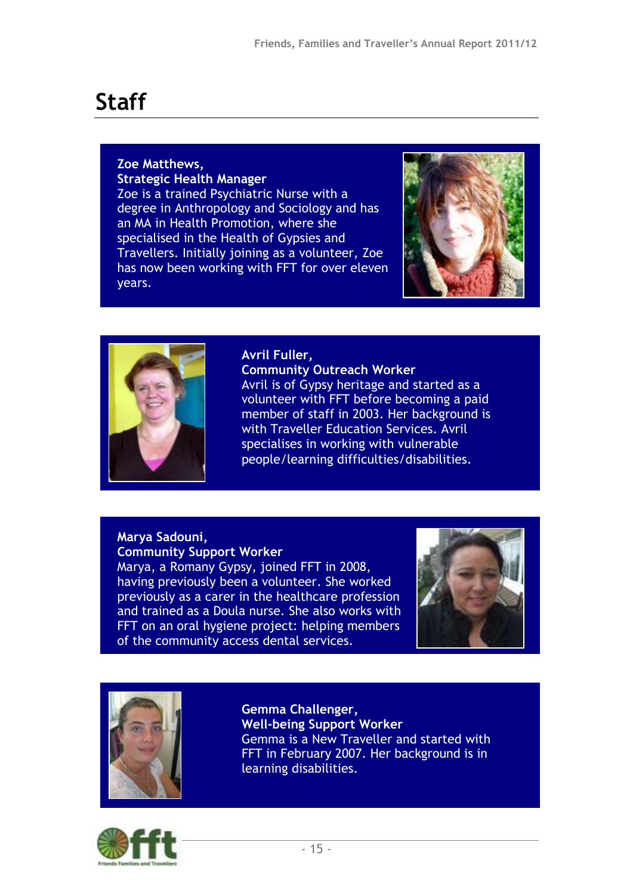# Staff

**Zoe Matthews,**
**Strategic Health Manager**
Zoe is a trained Psychiatric Nurse with a degree in Anthropology and Sociology and has an MA in Health Promotion, where she specialised in the Health of Gypsies and Travellers. Initially joining as a volunteer, Zoe has now been working with FFT for over eleven years.

**Avril Fuller,**
**Community Outreach Worker**
Avril is of Gypsy heritage and started as a volunteer with FFT before becoming a paid member of staff in 2003. Her background is with Traveller Education Services. Avril specialises in working with vulnerable people/learning difficulties/disabilities.

**Marya Sadouni,**
**Community Support Worker**
Marya, a Romany Gypsy, joined FFT in 2008, having previously been a volunteer. She worked previously as a carer in the healthcare profession and trained as a Doula nurse. She also works with FFT on an oral hygiene project: helping members of the community access dental services.

**Gemma Challenger,**
**Well-being Support Worker**
Gemma is a New Traveller and started with FFT in February 2007. Her background is in learning disabilities.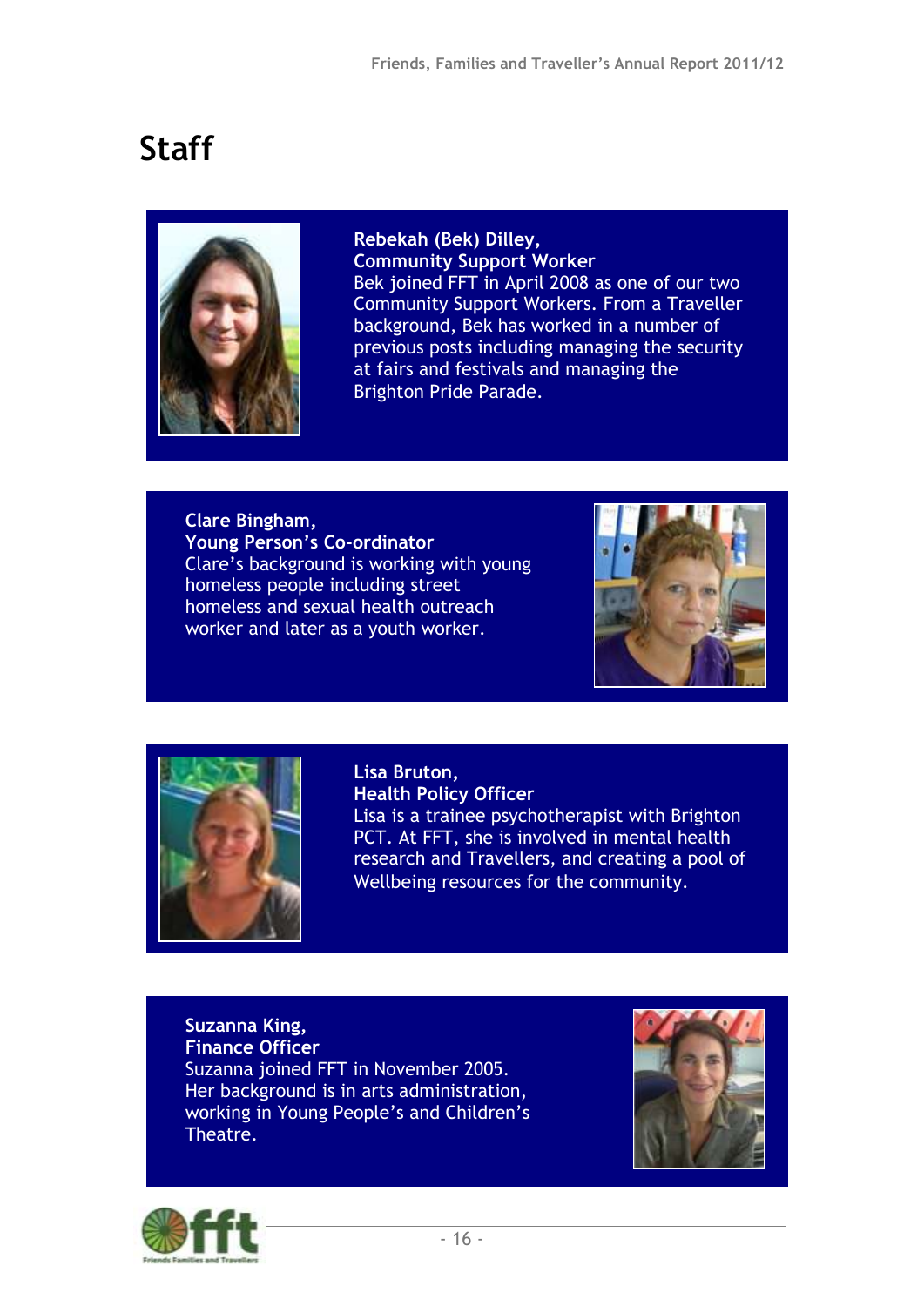# Staff

**Rebekah (Bek) Dilley,**
**Community Support Worker**
Bek joined FFT in April 2008 as one of our two Community Support Workers. From a Traveller background, Bek has worked in a number of previous posts including managing the security at fairs and festivals and managing the Brighton Pride Parade.

**Clare Bingham,**
**Young Person's Co-ordinator**
Clare's background is working with young homeless people including street homeless and sexual health outreach worker and later as a youth worker.

**Lisa Bruton,**
**Health Policy Officer**
Lisa is a trainee psychotherapist with Brighton PCT. At FFT, she is involved in mental health research and Travellers, and creating a pool of Wellbeing resources for the community.

**Suzanna King,**
**Finance Officer**
Suzanna joined FFT in November 2005. Her background is in arts administration, working in Young People's and Children's Theatre.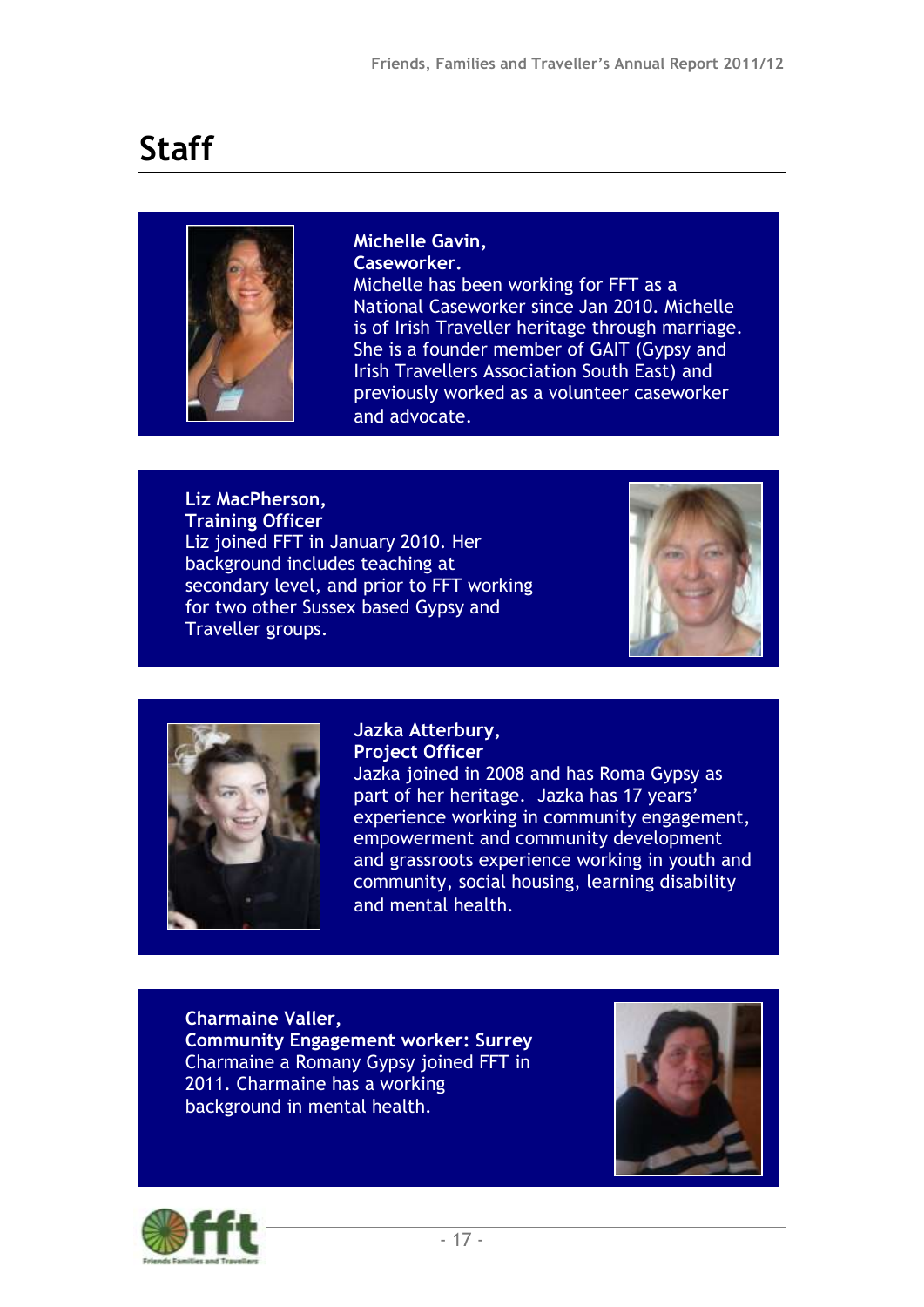# Staff

**Michelle Gavin,**
**Caseworker.**
Michelle has been working for FFT as a National Caseworker since Jan 2010. Michelle is of Irish Traveller heritage through marriage. She is a founder member of GAIT (Gypsy and Irish Travellers Association South East) and previously worked as a volunteer caseworker and advocate.

**Liz MacPherson,**
**Training Officer**
Liz joined FFT in January 2010. Her background includes teaching at secondary level, and prior to FFT working for two other Sussex based Gypsy and Traveller groups.

**Jazka Atterbury,**
**Project Officer**
Jazka joined in 2008 and has Roma Gypsy as part of her heritage. Jazka has 17 years' experience working in community engagement, empowerment and community development and grassroots experience working in youth and community, social housing, learning disability and mental health.

**Charmaine Valler,**
**Community Engagement worker: Surrey**
Charmaine a Romany Gypsy joined FFT in 2011. Charmaine has a working background in mental health.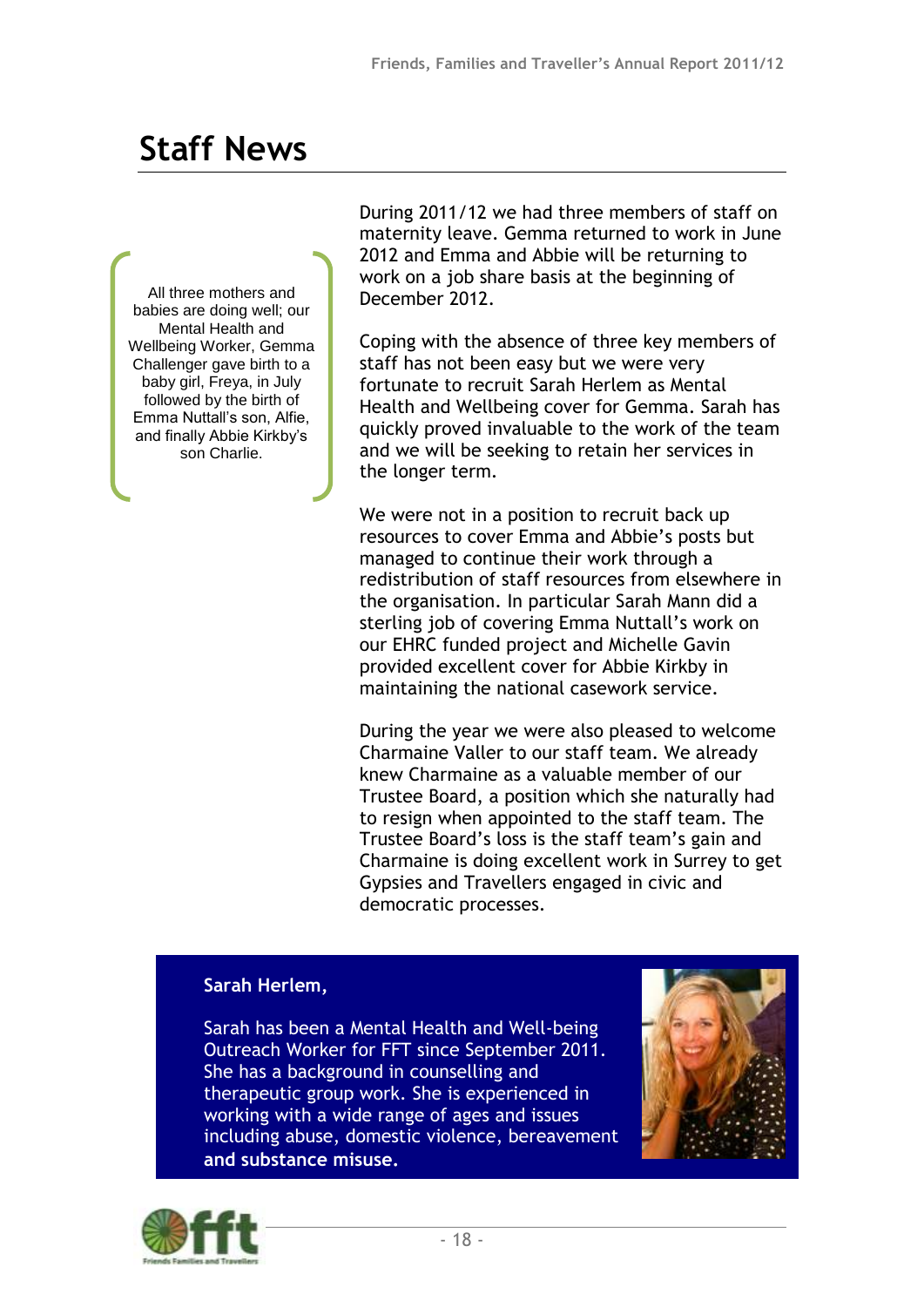# Staff News

> All three mothers and babies are doing well; our Mental Health and Wellbeing Worker, Gemma Challenger gave birth to a baby girl, Freya, in July followed by the birth of Emma Nuttall's son, Alfie, and finally Abbie Kirkby's son Charlie.

During 2011/12 we had three members of staff on maternity leave. Gemma returned to work in June 2012 and Emma and Abbie will be returning to work on a job share basis at the beginning of December 2012.

Coping with the absence of three key members of staff has not been easy but we were very fortunate to recruit Sarah Herlem as Mental Health and Wellbeing cover for Gemma. Sarah has quickly proved invaluable to the work of the team and we will be seeking to retain her services in the longer term.

We were not in a position to recruit back up resources to cover Emma and Abbie's posts but managed to continue their work through a redistribution of staff resources from elsewhere in the organisation. In particular Sarah Mann did a sterling job of covering Emma Nuttall's work on our EHRC funded project and Michelle Gavin provided excellent cover for Abbie Kirkby in maintaining the national casework service.

During the year we were also pleased to welcome Charmaine Valler to our staff team. We already knew Charmaine as a valuable member of our Trustee Board, a position which she naturally had to resign when appointed to the staff team. The Trustee Board's loss is the staff team's gain and Charmaine is doing excellent work in Surrey to get Gypsies and Travellers engaged in civic and democratic processes.

**Sarah Herlem,**

Sarah has been a Mental Health and Well-being Outreach Worker for FFT since September 2011. She has a background in counselling and therapeutic group work. She is experienced in working with a wide range of ages and issues including abuse, domestic violence, bereavement **and substance misuse.**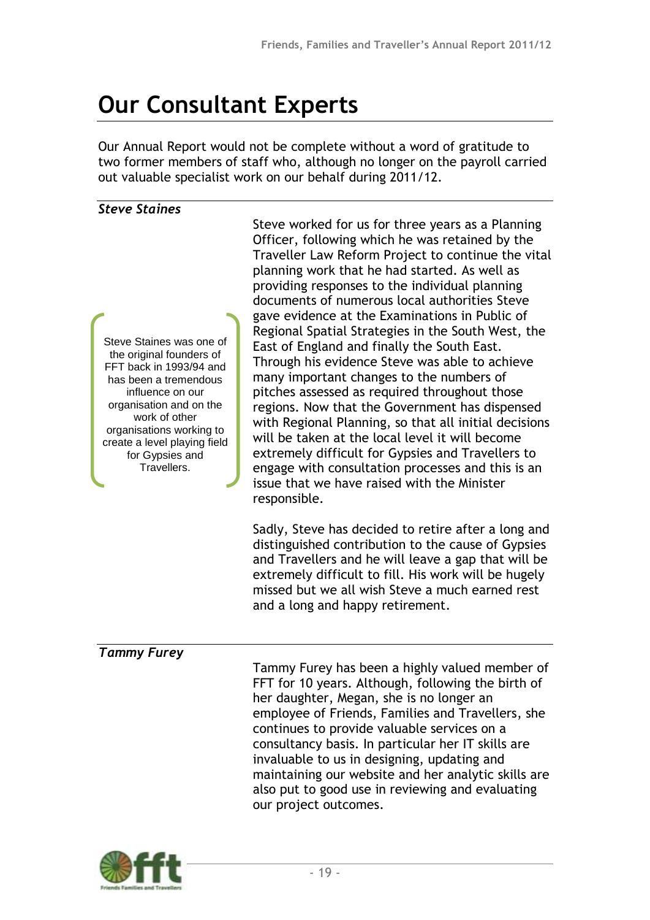# Our Consultant Experts

Our Annual Report would not be complete without a word of gratitude to two former members of staff who, although no longer on the payroll carried out valuable specialist work on our behalf during 2011/12.

### *Steve Staines*

> Steve Staines was one of the original founders of FFT back in 1993/94 and has been a tremendous influence on our organisation and on the work of other organisations working to create a level playing field for Gypsies and Travellers.

Steve worked for us for three years as a Planning Officer, following which he was retained by the Traveller Law Reform Project to continue the vital planning work that he had started. As well as providing responses to the individual planning documents of numerous local authorities Steve gave evidence at the Examinations in Public of Regional Spatial Strategies in the South West, the East of England and finally the South East. Through his evidence Steve was able to achieve many important changes to the numbers of pitches assessed as required throughout those regions. Now that the Government has dispensed with Regional Planning, so that all initial decisions will be taken at the local level it will become extremely difficult for Gypsies and Travellers to engage with consultation processes and this is an issue that we have raised with the Minister responsible.

Sadly, Steve has decided to retire after a long and distinguished contribution to the cause of Gypsies and Travellers and he will leave a gap that will be extremely difficult to fill. His work will be hugely missed but we all wish Steve a much earned rest and a long and happy retirement.

### *Tammy Furey*

Tammy Furey has been a highly valued member of FFT for 10 years. Although, following the birth of her daughter, Megan, she is no longer an employee of Friends, Families and Travellers, she continues to provide valuable services on a consultancy basis. In particular her IT skills are invaluable to us in designing, updating and maintaining our website and her analytic skills are also put to good use in reviewing and evaluating our project outcomes.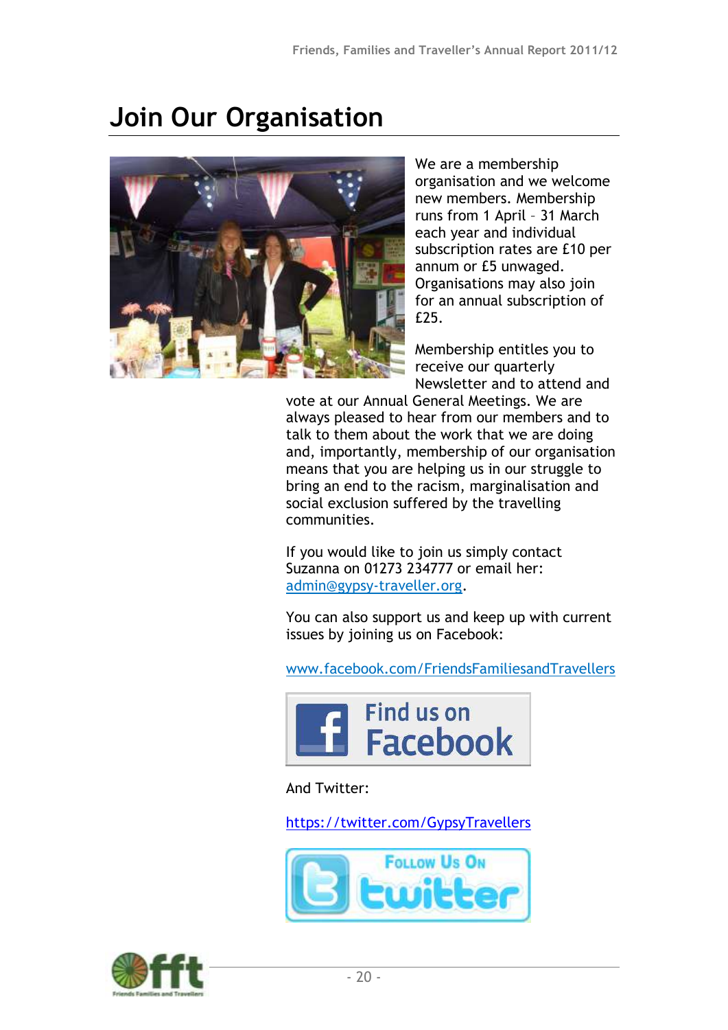# Join Our Organisation

We are a membership organisation and we welcome new members. Membership runs from 1 April – 31 March each year and individual subscription rates are £10 per annum or £5 unwaged. Organisations may also join for an annual subscription of £25.

Membership entitles you to receive our quarterly Newsletter and to attend and vote at our Annual General Meetings. We are always pleased to hear from our members and to talk to them about the work that we are doing and, importantly, membership of our organisation means that you are helping us in our struggle to bring an end to the racism, marginalisation and social exclusion suffered by the travelling communities.

If you would like to join us simply contact Suzanna on 01273 234777 or email her: admin@gypsy-traveller.org.

You can also support us and keep up with current issues by joining us on Facebook:

www.facebook.com/FriendsFamiliesandTravellers

Find us on Facebook

And Twitter:

https://twitter.com/GypsyTravellers

Follow Us On twitter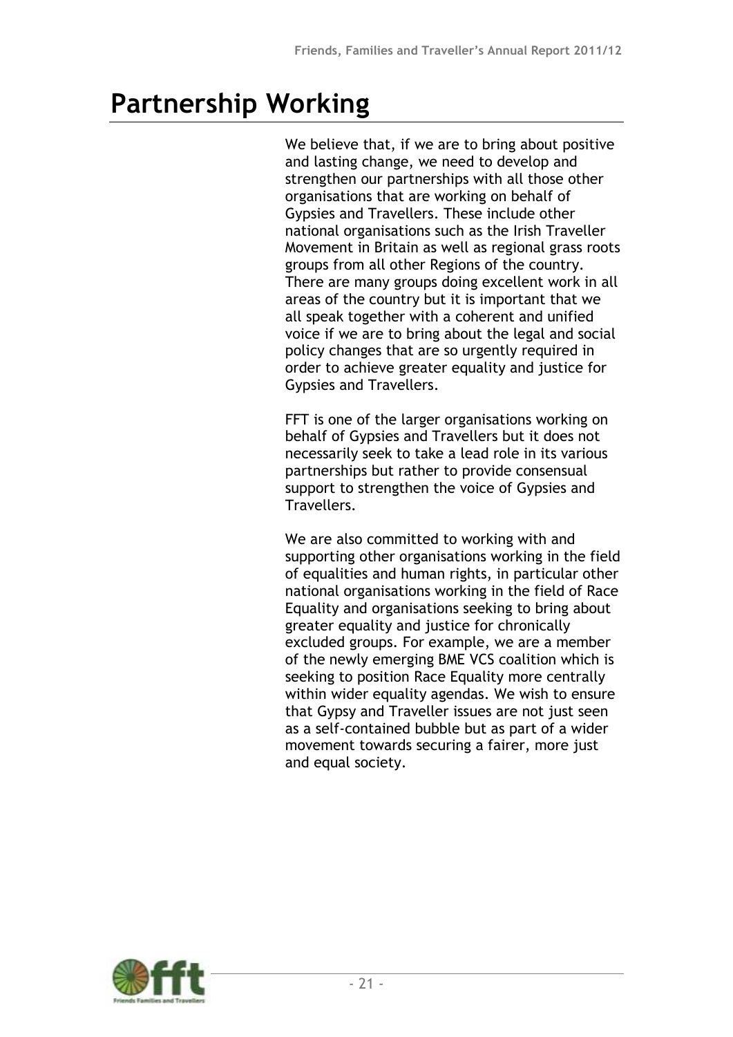# Partnership Working

We believe that, if we are to bring about positive and lasting change, we need to develop and strengthen our partnerships with all those other organisations that are working on behalf of Gypsies and Travellers. These include other national organisations such as the Irish Traveller Movement in Britain as well as regional grass roots groups from all other Regions of the country. There are many groups doing excellent work in all areas of the country but it is important that we all speak together with a coherent and unified voice if we are to bring about the legal and social policy changes that are so urgently required in order to achieve greater equality and justice for Gypsies and Travellers.

FFT is one of the larger organisations working on behalf of Gypsies and Travellers but it does not necessarily seek to take a lead role in its various partnerships but rather to provide consensual support to strengthen the voice of Gypsies and Travellers.

We are also committed to working with and supporting other organisations working in the field of equalities and human rights, in particular other national organisations working in the field of Race Equality and organisations seeking to bring about greater equality and justice for chronically excluded groups. For example, we are a member of the newly emerging BME VCS coalition which is seeking to position Race Equality more centrally within wider equality agendas. We wish to ensure that Gypsy and Traveller issues are not just seen as a self-contained bubble but as part of a wider movement towards securing a fairer, more just and equal society.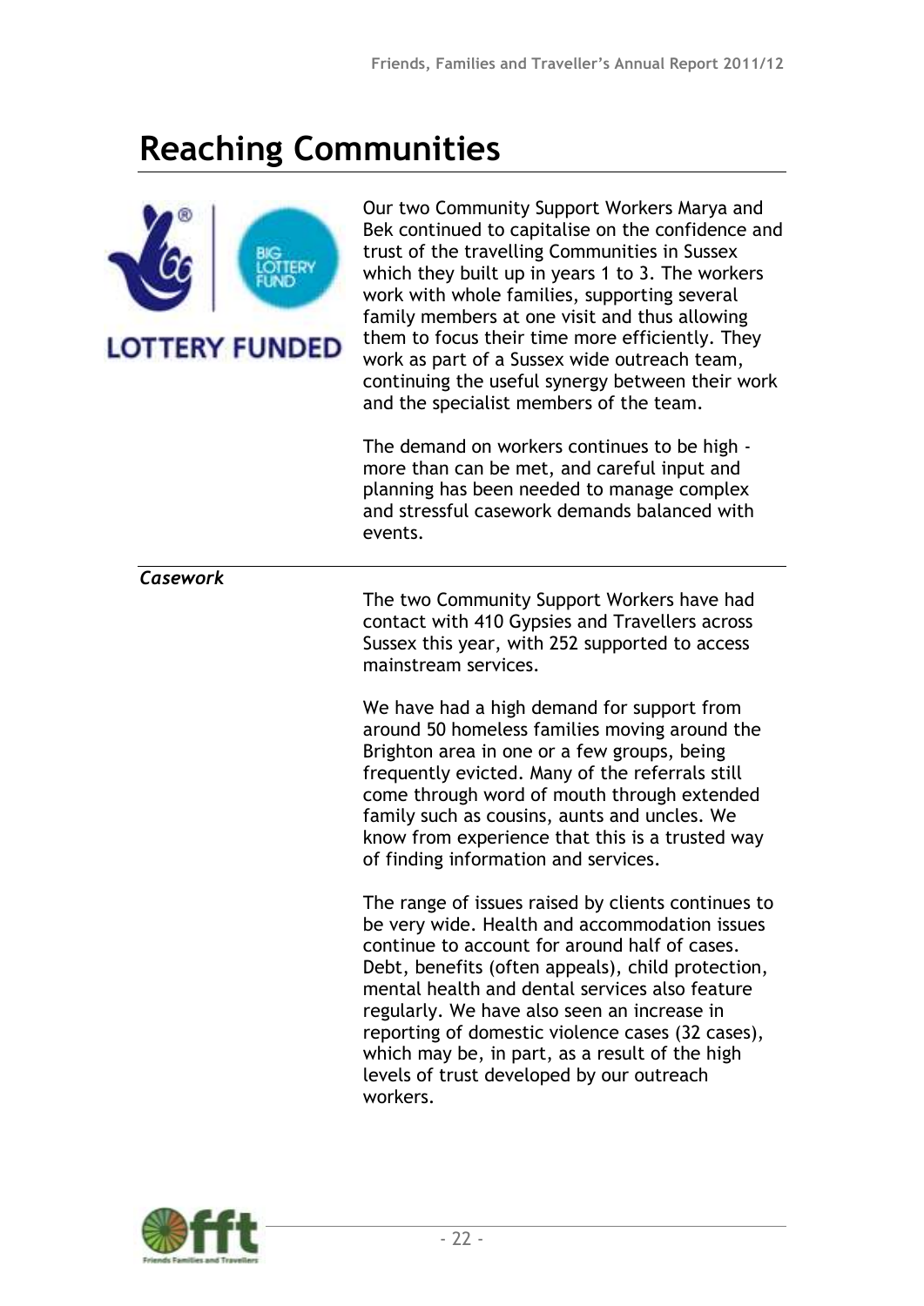# Reaching Communities

LOTTERY FUNDED

Our two Community Support Workers Marya and Bek continued to capitalise on the confidence and trust of the travelling Communities in Sussex which they built up in years 1 to 3. The workers work with whole families, supporting several family members at one visit and thus allowing them to focus their time more efficiently. They work as part of a Sussex wide outreach team, continuing the useful synergy between their work and the specialist members of the team.

The demand on workers continues to be high - more than can be met, and careful input and planning has been needed to manage complex and stressful casework demands balanced with events.

### *Casework*

The two Community Support Workers have had contact with 410 Gypsies and Travellers across Sussex this year, with 252 supported to access mainstream services.

We have had a high demand for support from around 50 homeless families moving around the Brighton area in one or a few groups, being frequently evicted. Many of the referrals still come through word of mouth through extended family such as cousins, aunts and uncles. We know from experience that this is a trusted way of finding information and services.

The range of issues raised by clients continues to be very wide. Health and accommodation issues continue to account for around half of cases. Debt, benefits (often appeals), child protection, mental health and dental services also feature regularly. We have also seen an increase in reporting of domestic violence cases (32 cases), which may be, in part, as a result of the high levels of trust developed by our outreach workers.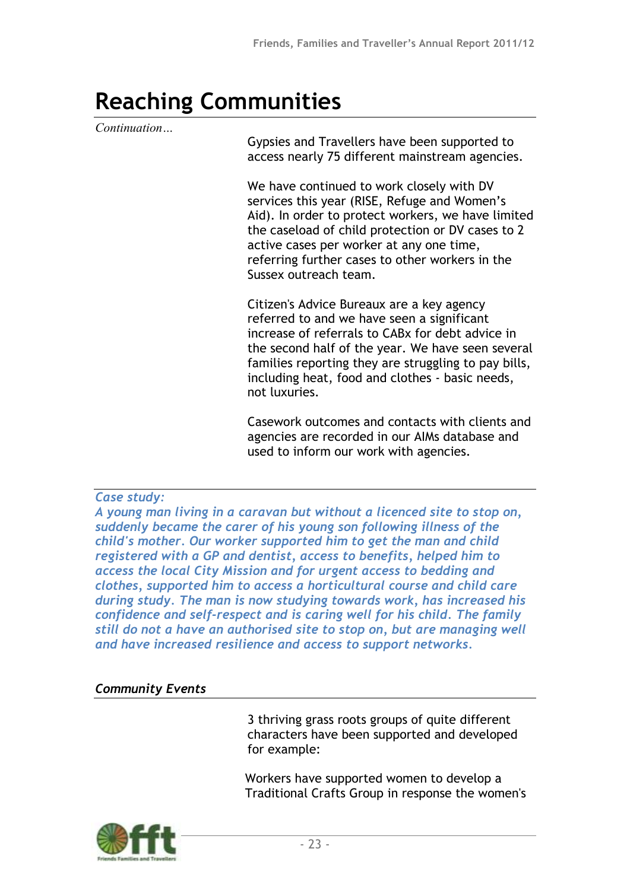# Reaching Communities

*Continuation…*

Gypsies and Travellers have been supported to access nearly 75 different mainstream agencies.

We have continued to work closely with DV services this year (RISE, Refuge and Women's Aid). In order to protect workers, we have limited the caseload of child protection or DV cases to 2 active cases per worker at any one time, referring further cases to other workers in the Sussex outreach team.

Citizen's Advice Bureaux are a key agency referred to and we have seen a significant increase of referrals to CABx for debt advice in the second half of the year. We have seen several families reporting they are struggling to pay bills, including heat, food and clothes - basic needs, not luxuries.

Casework outcomes and contacts with clients and agencies are recorded in our AIMs database and used to inform our work with agencies.

***Case study:***
***A young man living in a caravan but without a licenced site to stop on, suddenly became the carer of his young son following illness of the child's mother. Our worker supported him to get the man and child registered with a GP and dentist, access to benefits, helped him to access the local City Mission and for urgent access to bedding and clothes, supported him to access a horticultural course and child care during study. The man is now studying towards work, has increased his confidence and self-respect and is caring well for his child. The family still do not a have an authorised site to stop on, but are managing well and have increased resilience and access to support networks.***

***Community Events***

3 thriving grass roots groups of quite different characters have been supported and developed for example:

Workers have supported women to develop a Traditional Crafts Group in response the women's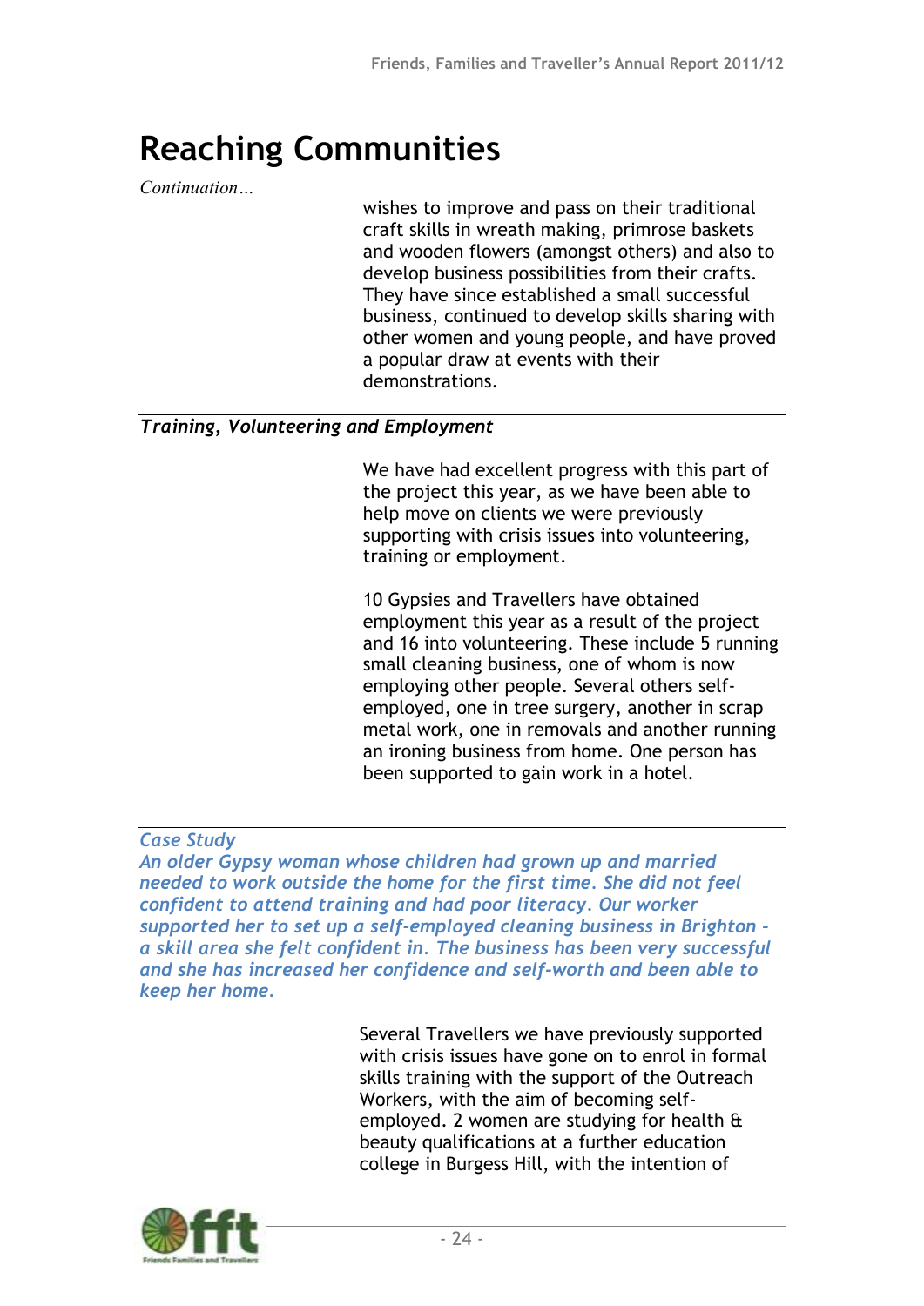# Reaching Communities

*Continuation…*

wishes to improve and pass on their traditional craft skills in wreath making, primrose baskets and wooden flowers (amongst others) and also to develop business possibilities from their crafts. They have since established a small successful business, continued to develop skills sharing with other women and young people, and have proved a popular draw at events with their demonstrations.

### *Training, Volunteering and Employment*

We have had excellent progress with this part of the project this year, as we have been able to help move on clients we were previously supporting with crisis issues into volunteering, training or employment.

10 Gypsies and Travellers have obtained employment this year as a result of the project and 16 into volunteering. These include 5 running small cleaning business, one of whom is now employing other people. Several others self-employed, one in tree surgery, another in scrap metal work, one in removals and another running an ironing business from home. One person has been supported to gain work in a hotel.

*Case Study*

***An older Gypsy woman whose children had grown up and married needed to work outside the home for the first time. She did not feel confident to attend training and had poor literacy. Our worker supported her to set up a self-employed cleaning business in Brighton - a skill area she felt confident in. The business has been very successful and she has increased her confidence and self-worth and been able to keep her home.***

Several Travellers we have previously supported with crisis issues have gone on to enrol in formal skills training with the support of the Outreach Workers, with the aim of becoming self-employed. 2 women are studying for health & beauty qualifications at a further education college in Burgess Hill, with the intention of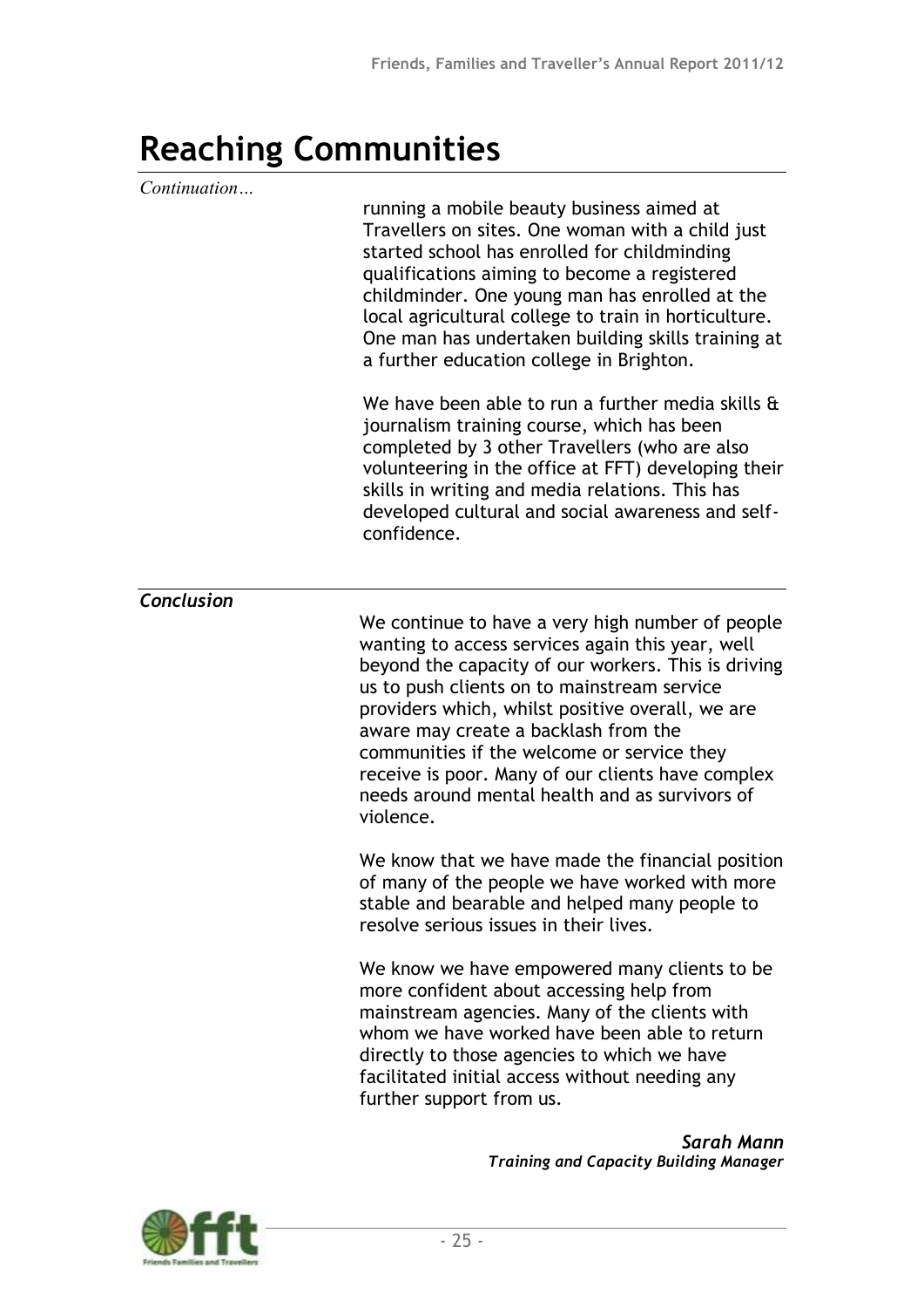# Reaching Communities

*Continuation…*

running a mobile beauty business aimed at Travellers on sites. One woman with a child just started school has enrolled for childminding qualifications aiming to become a registered childminder. One young man has enrolled at the local agricultural college to train in horticulture. One man has undertaken building skills training at a further education college in Brighton.

We have been able to run a further media skills & journalism training course, which has been completed by 3 other Travellers (who are also volunteering in the office at FFT) developing their skills in writing and media relations. This has developed cultural and social awareness and self-confidence.

***Conclusion***

We continue to have a very high number of people wanting to access services again this year, well beyond the capacity of our workers. This is driving us to push clients on to mainstream service providers which, whilst positive overall, we are aware may create a backlash from the communities if the welcome or service they receive is poor. Many of our clients have complex needs around mental health and as survivors of violence.

We know that we have made the financial position of many of the people we have worked with more stable and bearable and helped many people to resolve serious issues in their lives.

We know we have empowered many clients to be more confident about accessing help from mainstream agencies. Many of the clients with whom we have worked have been able to return directly to those agencies to which we have facilitated initial access without needing any further support from us.

***Sarah Mann***
***Training and Capacity Building Manager***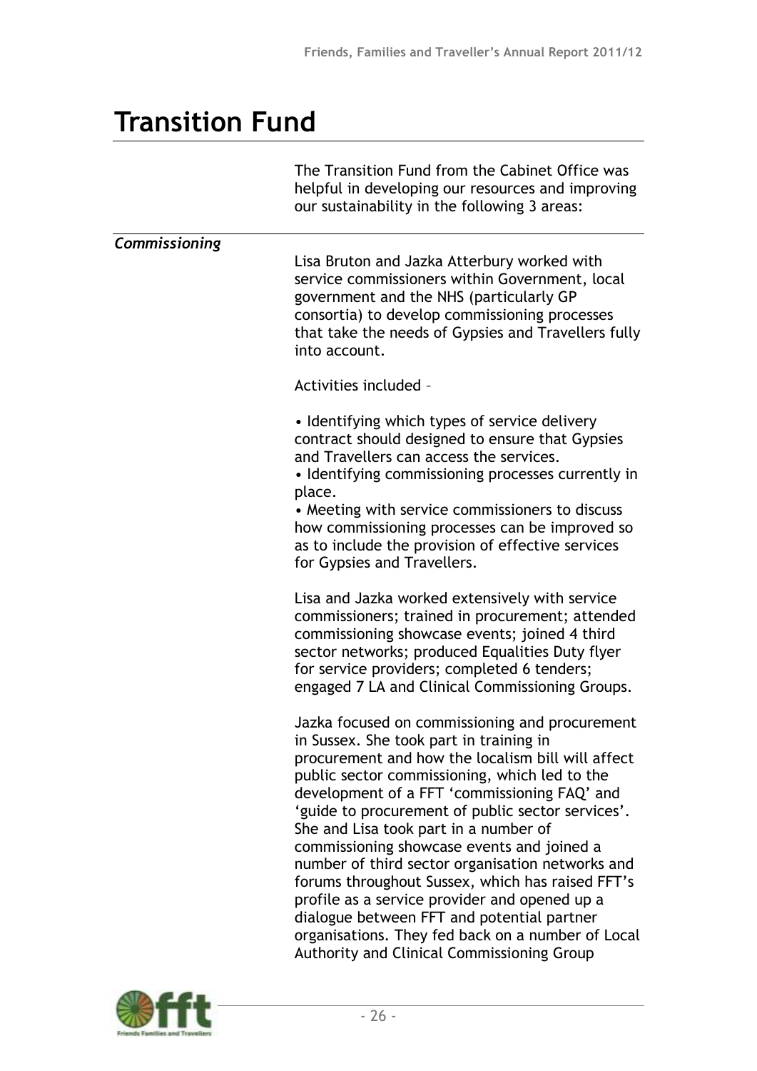# Transition Fund

The Transition Fund from the Cabinet Office was helpful in developing our resources and improving our sustainability in the following 3 areas:

### *Commissioning*

Lisa Bruton and Jazka Atterbury worked with service commissioners within Government, local government and the NHS (particularly GP consortia) to develop commissioning processes that take the needs of Gypsies and Travellers fully into account.

Activities included –

• Identifying which types of service delivery contract should designed to ensure that Gypsies and Travellers can access the services.
• Identifying commissioning processes currently in place.
• Meeting with service commissioners to discuss how commissioning processes can be improved so as to include the provision of effective services for Gypsies and Travellers.

Lisa and Jazka worked extensively with service commissioners; trained in procurement; attended commissioning showcase events; joined 4 third sector networks; produced Equalities Duty flyer for service providers; completed 6 tenders; engaged 7 LA and Clinical Commissioning Groups.

Jazka focused on commissioning and procurement in Sussex. She took part in training in procurement and how the localism bill will affect public sector commissioning, which led to the development of a FFT 'commissioning FAQ' and 'guide to procurement of public sector services'. She and Lisa took part in a number of commissioning showcase events and joined a number of third sector organisation networks and forums throughout Sussex, which has raised FFT's profile as a service provider and opened up a dialogue between FFT and potential partner organisations. They fed back on a number of Local Authority and Clinical Commissioning Group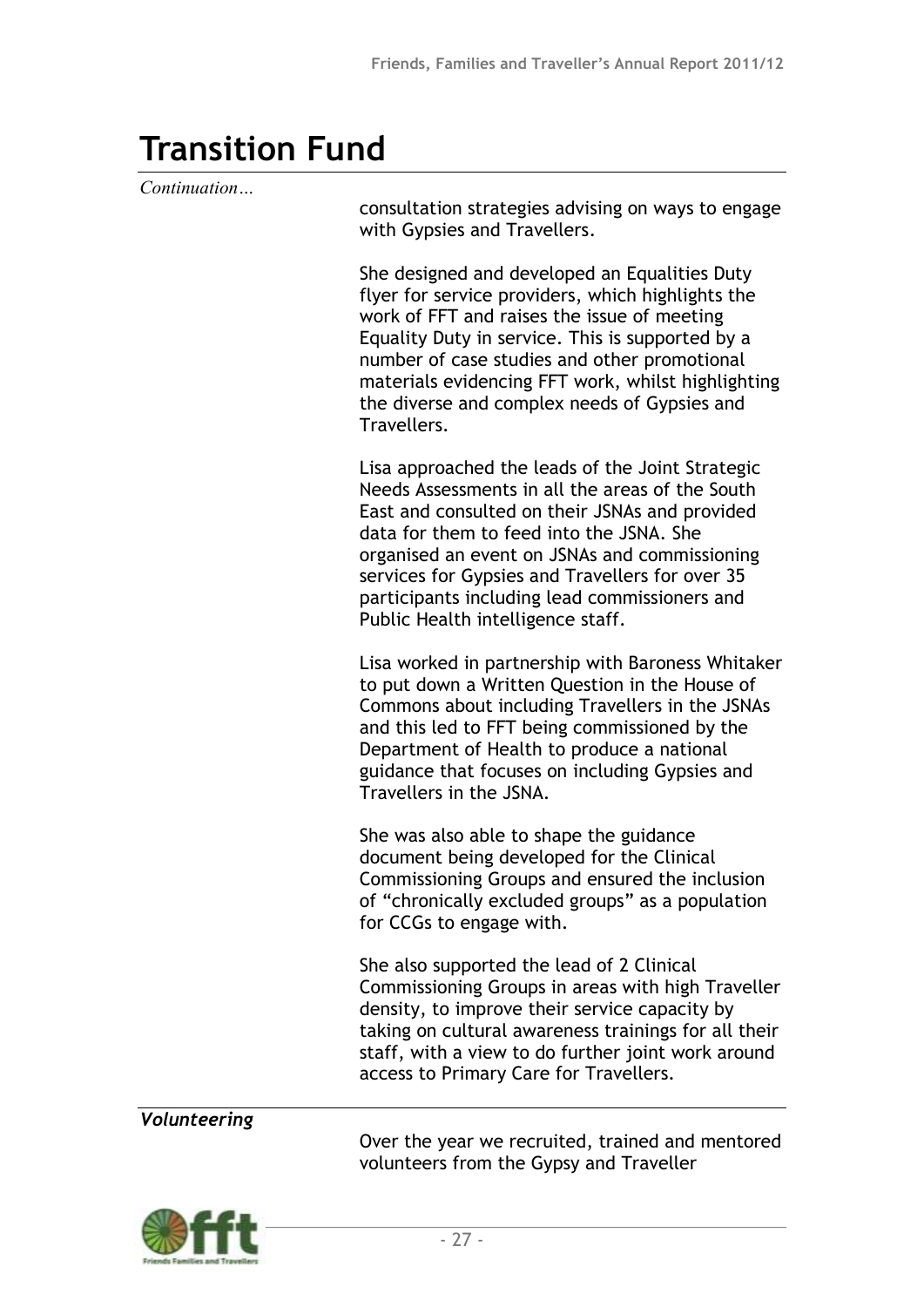# Transition Fund

*Continuation…*

consultation strategies advising on ways to engage with Gypsies and Travellers.

She designed and developed an Equalities Duty flyer for service providers, which highlights the work of FFT and raises the issue of meeting Equality Duty in service. This is supported by a number of case studies and other promotional materials evidencing FFT work, whilst highlighting the diverse and complex needs of Gypsies and Travellers.

Lisa approached the leads of the Joint Strategic Needs Assessments in all the areas of the South East and consulted on their JSNAs and provided data for them to feed into the JSNA. She organised an event on JSNAs and commissioning services for Gypsies and Travellers for over 35 participants including lead commissioners and Public Health intelligence staff.

Lisa worked in partnership with Baroness Whitaker to put down a Written Question in the House of Commons about including Travellers in the JSNAs and this led to FFT being commissioned by the Department of Health to produce a national guidance that focuses on including Gypsies and Travellers in the JSNA.

She was also able to shape the guidance document being developed for the Clinical Commissioning Groups and ensured the inclusion of "chronically excluded groups" as a population for CCGs to engage with.

She also supported the lead of 2 Clinical Commissioning Groups in areas with high Traveller density, to improve their service capacity by taking on cultural awareness trainings for all their staff, with a view to do further joint work around access to Primary Care for Travellers.

***Volunteering***

Over the year we recruited, trained and mentored volunteers from the Gypsy and Traveller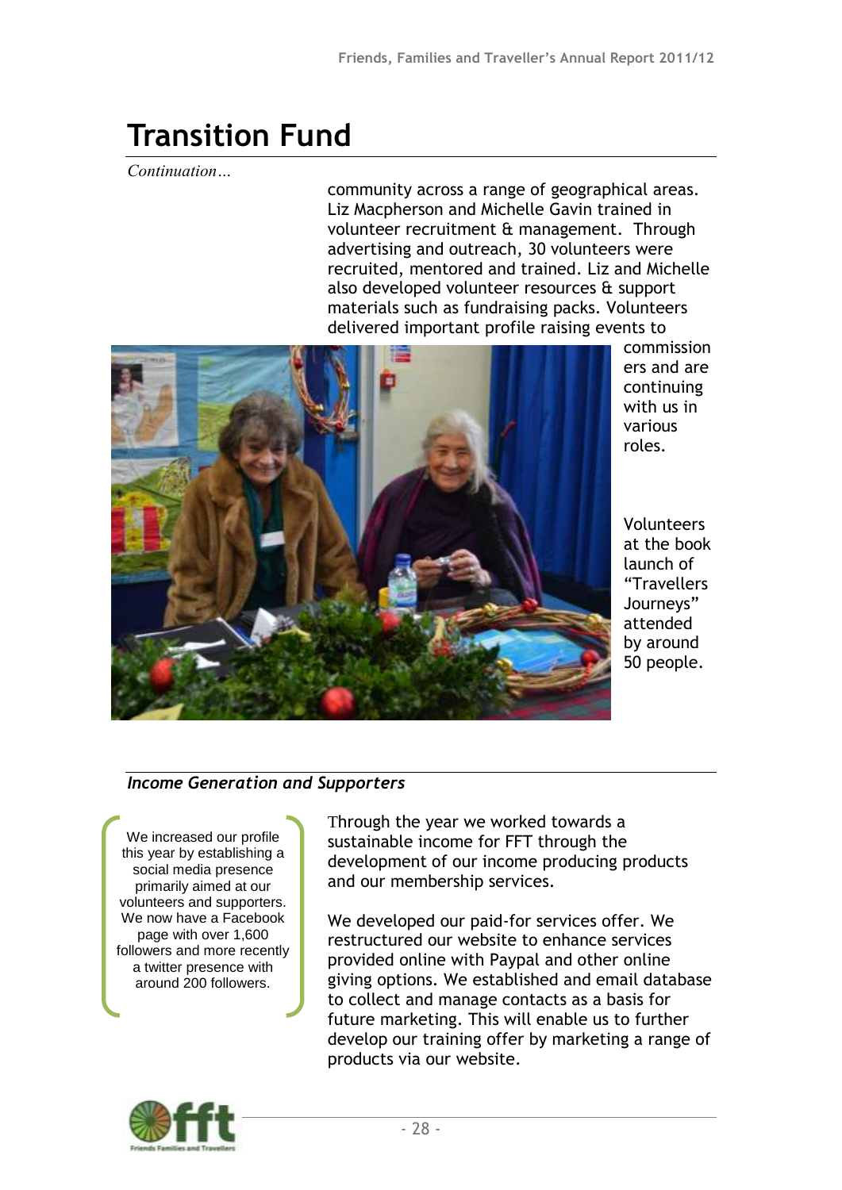# Transition Fund

*Continuation…*

community across a range of geographical areas. Liz Macpherson and Michelle Gavin trained in volunteer recruitment & management. Through advertising and outreach, 30 volunteers were recruited, mentored and trained. Liz and Michelle also developed volunteer resources & support materials such as fundraising packs. Volunteers delivered important profile raising events to commissioners and are continuing with us in various roles.

Volunteers at the book launch of "Travellers Journeys" attended by around 50 people.

### *Income Generation and Supporters*

> We increased our profile this year by establishing a social media presence primarily aimed at our volunteers and supporters. We now have a Facebook page with over 1,600 followers and more recently a twitter presence with around 200 followers.

Through the year we worked towards a sustainable income for FFT through the development of our income producing products and our membership services.

We developed our paid-for services offer. We restructured our website to enhance services provided online with Paypal and other online giving options. We established and email database to collect and manage contacts as a basis for future marketing. This will enable us to further develop our training offer by marketing a range of products via our website.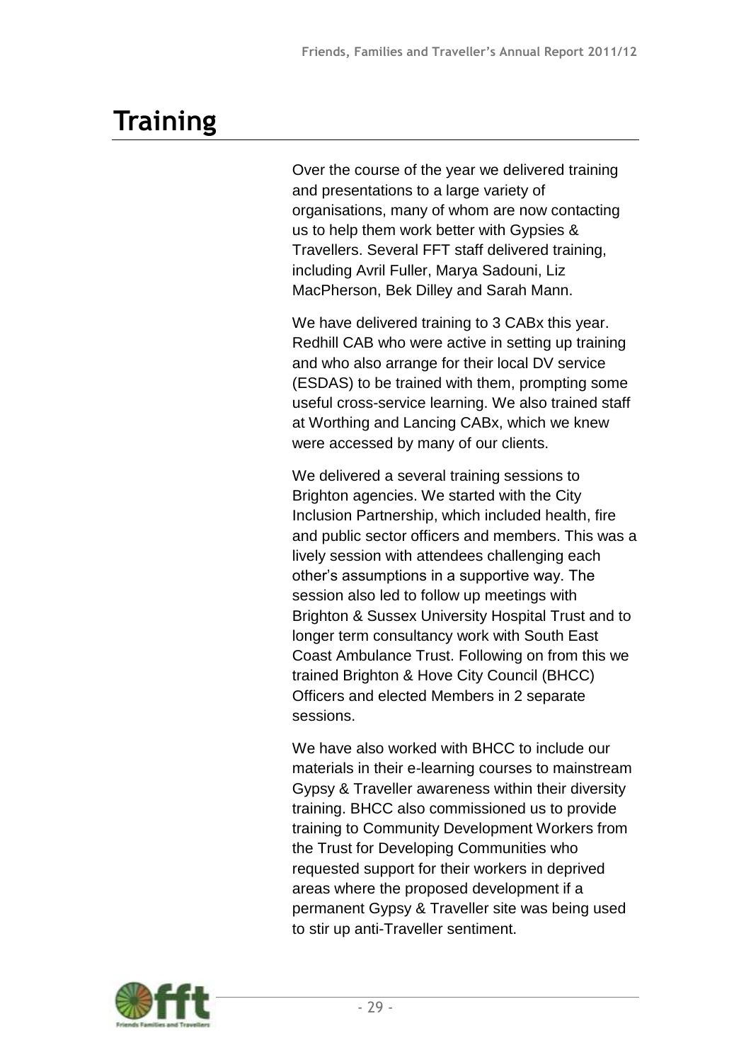# Training

Over the course of the year we delivered training and presentations to a large variety of organisations, many of whom are now contacting us to help them work better with Gypsies & Travellers. Several FFT staff delivered training, including Avril Fuller, Marya Sadouni, Liz MacPherson, Bek Dilley and Sarah Mann.

We have delivered training to 3 CABx this year. Redhill CAB who were active in setting up training and who also arrange for their local DV service (ESDAS) to be trained with them, prompting some useful cross-service learning. We also trained staff at Worthing and Lancing CABx, which we knew were accessed by many of our clients.

We delivered a several training sessions to Brighton agencies. We started with the City Inclusion Partnership, which included health, fire and public sector officers and members. This was a lively session with attendees challenging each other's assumptions in a supportive way. The session also led to follow up meetings with Brighton & Sussex University Hospital Trust and to longer term consultancy work with South East Coast Ambulance Trust. Following on from this we trained Brighton & Hove City Council (BHCC) Officers and elected Members in 2 separate sessions.

We have also worked with BHCC to include our materials in their e-learning courses to mainstream Gypsy & Traveller awareness within their diversity training. BHCC also commissioned us to provide training to Community Development Workers from the Trust for Developing Communities who requested support for their workers in deprived areas where the proposed development if a permanent Gypsy & Traveller site was being used to stir up anti-Traveller sentiment.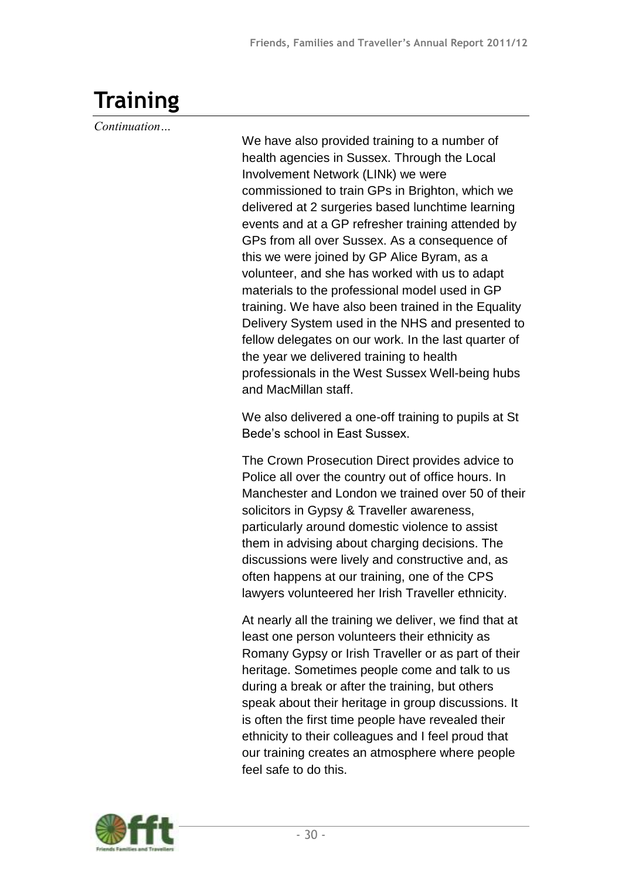# Training

*Continuation…*

We have also provided training to a number of health agencies in Sussex. Through the Local Involvement Network (LINk) we were commissioned to train GPs in Brighton, which we delivered at 2 surgeries based lunchtime learning events and at a GP refresher training attended by GPs from all over Sussex. As a consequence of this we were joined by GP Alice Byram, as a volunteer, and she has worked with us to adapt materials to the professional model used in GP training. We have also been trained in the Equality Delivery System used in the NHS and presented to fellow delegates on our work. In the last quarter of the year we delivered training to health professionals in the West Sussex Well-being hubs and MacMillan staff.

We also delivered a one-off training to pupils at St Bede's school in East Sussex.

The Crown Prosecution Direct provides advice to Police all over the country out of office hours. In Manchester and London we trained over 50 of their solicitors in Gypsy & Traveller awareness, particularly around domestic violence to assist them in advising about charging decisions. The discussions were lively and constructive and, as often happens at our training, one of the CPS lawyers volunteered her Irish Traveller ethnicity.

At nearly all the training we deliver, we find that at least one person volunteers their ethnicity as Romany Gypsy or Irish Traveller or as part of their heritage. Sometimes people come and talk to us during a break or after the training, but others speak about their heritage in group discussions. It is often the first time people have revealed their ethnicity to their colleagues and I feel proud that our training creates an atmosphere where people feel safe to do this.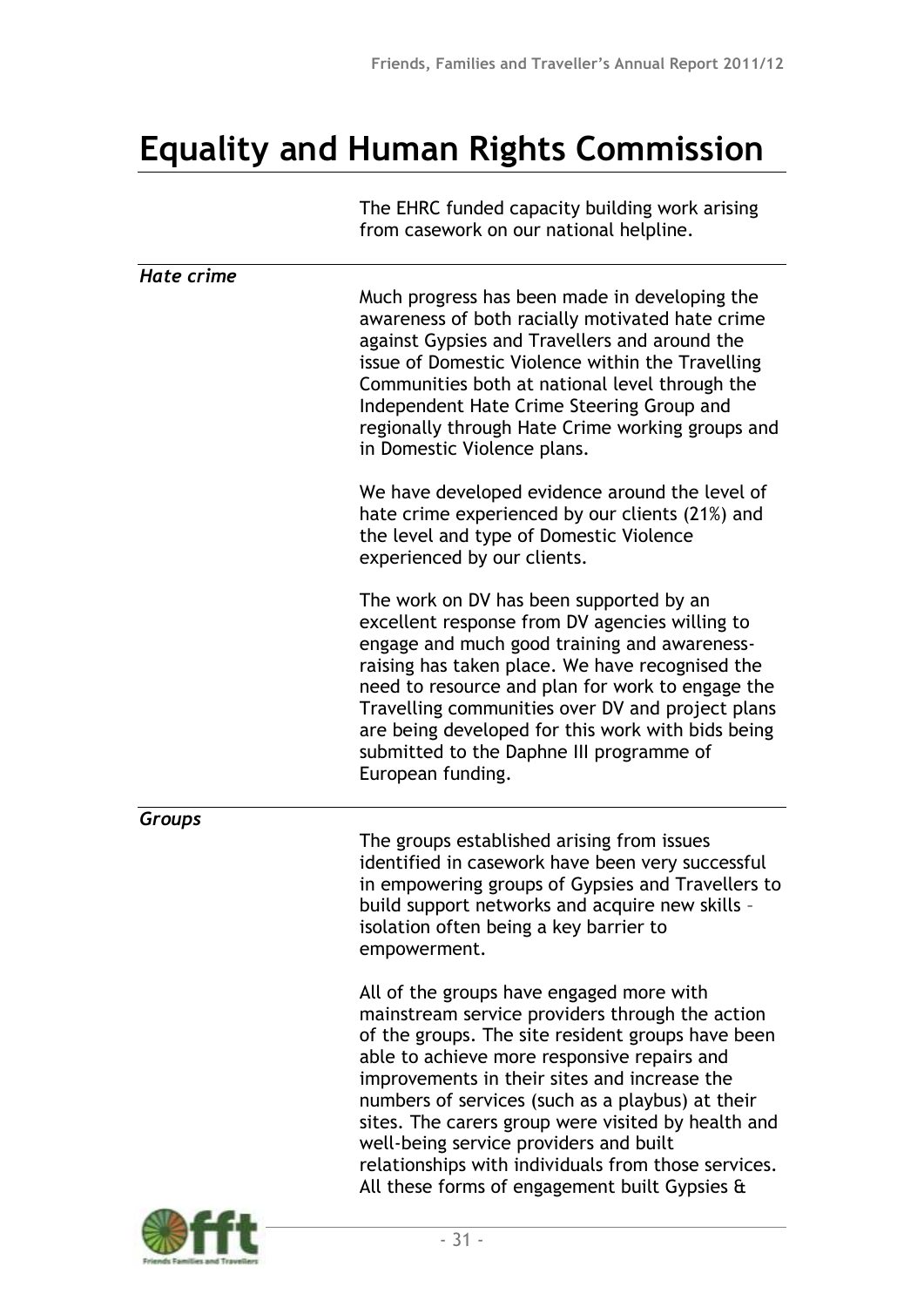# Equality and Human Rights Commission

The EHRC funded capacity building work arising from casework on our national helpline.

*Hate crime*

Much progress has been made in developing the awareness of both racially motivated hate crime against Gypsies and Travellers and around the issue of Domestic Violence within the Travelling Communities both at national level through the Independent Hate Crime Steering Group and regionally through Hate Crime working groups and in Domestic Violence plans.

We have developed evidence around the level of hate crime experienced by our clients (21%) and the level and type of Domestic Violence experienced by our clients.

The work on DV has been supported by an excellent response from DV agencies willing to engage and much good training and awareness-raising has taken place. We have recognised the need to resource and plan for work to engage the Travelling communities over DV and project plans are being developed for this work with bids being submitted to the Daphne III programme of European funding.

*Groups*

The groups established arising from issues identified in casework have been very successful in empowering groups of Gypsies and Travellers to build support networks and acquire new skills – isolation often being a key barrier to empowerment.

All of the groups have engaged more with mainstream service providers through the action of the groups. The site resident groups have been able to achieve more responsive repairs and improvements in their sites and increase the numbers of services (such as a playbus) at their sites. The carers group were visited by health and well-being service providers and built relationships with individuals from those services. All these forms of engagement built Gypsies &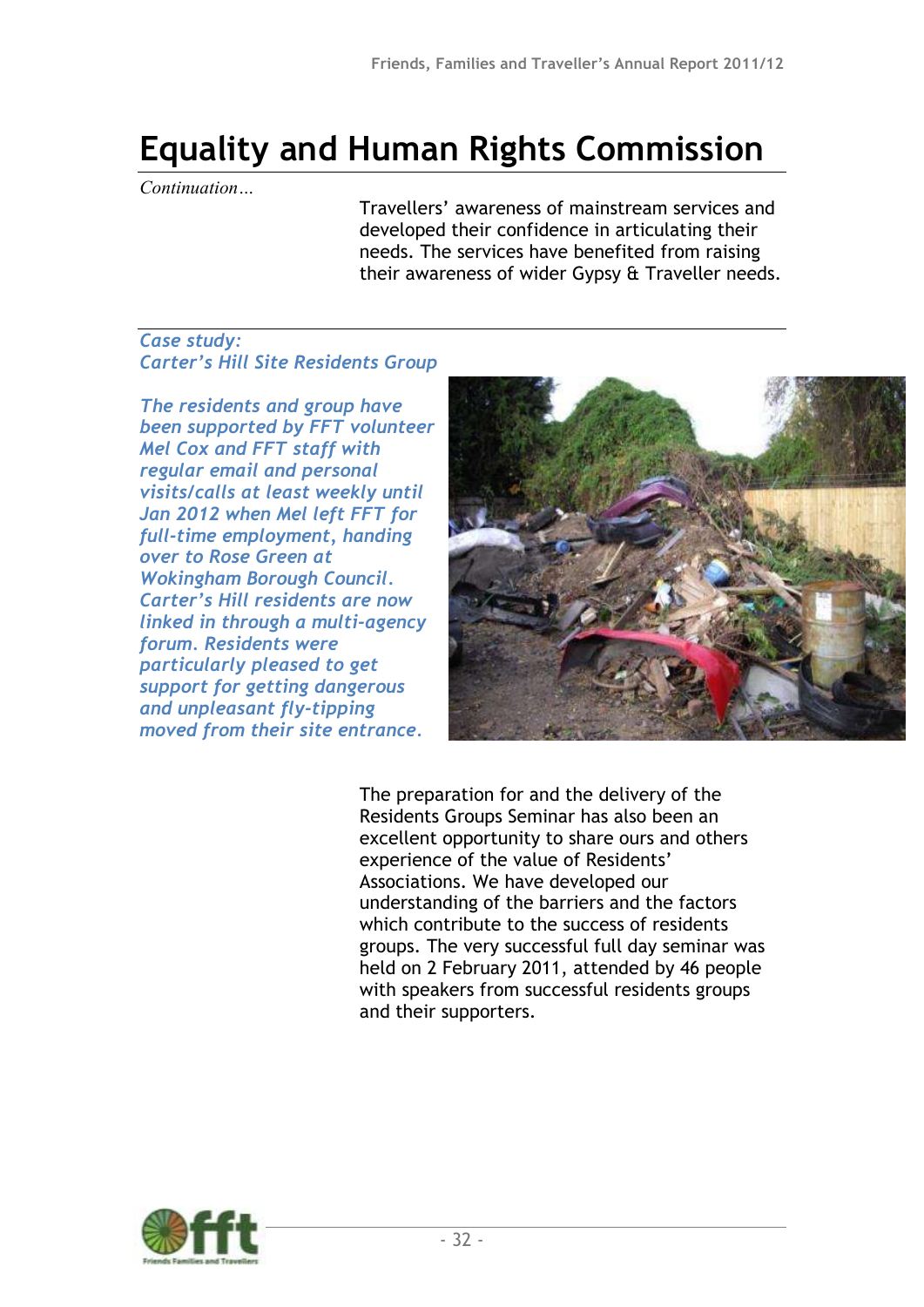# Equality and Human Rights Commission

*Continuation…*

Travellers' awareness of mainstream services and developed their confidence in articulating their needs. The services have benefited from raising their awareness of wider Gypsy & Traveller needs.

***Case study:***
***Carter's Hill Site Residents Group***

*The residents and group have been supported by FFT volunteer Mel Cox and FFT staff with regular email and personal visits/calls at least weekly until Jan 2012 when Mel left FFT for full-time employment, handing over to Rose Green at Wokingham Borough Council. Carter's Hill residents are now linked in through a multi-agency forum. Residents were particularly pleased to get support for getting dangerous and unpleasant fly-tipping moved from their site entrance.*

The preparation for and the delivery of the Residents Groups Seminar has also been an excellent opportunity to share ours and others experience of the value of Residents' Associations. We have developed our understanding of the barriers and the factors which contribute to the success of residents groups. The very successful full day seminar was held on 2 February 2011, attended by 46 people with speakers from successful residents groups and their supporters.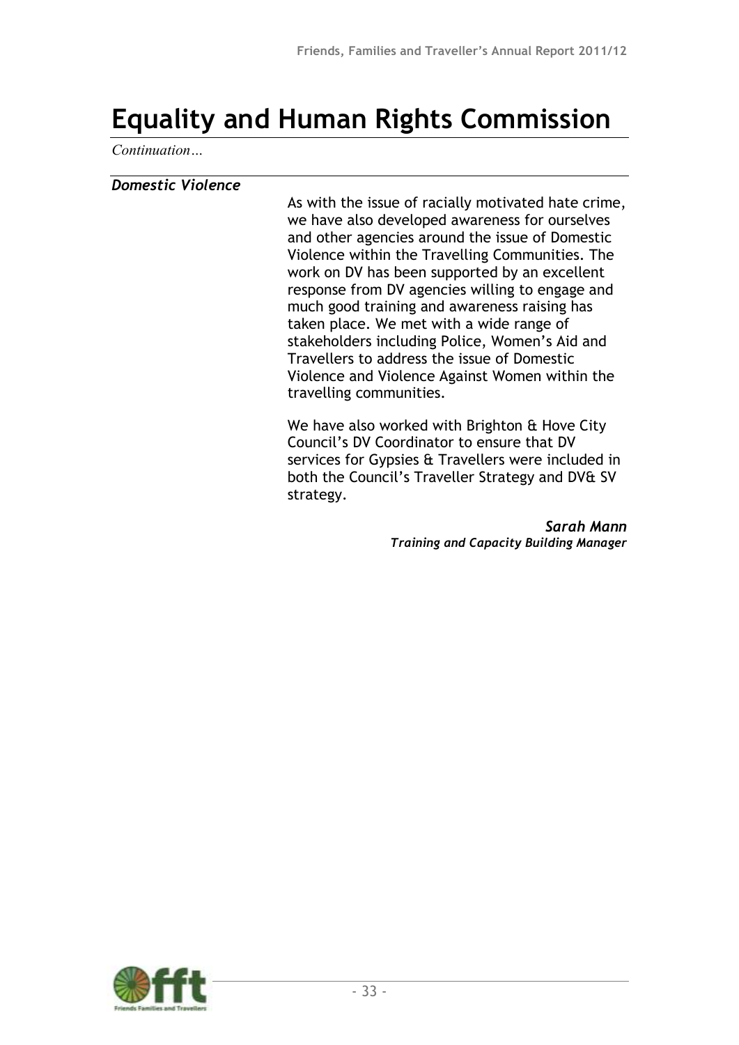# Equality and Human Rights Commission

*Continuation…*

***Domestic Violence***

As with the issue of racially motivated hate crime, we have also developed awareness for ourselves and other agencies around the issue of Domestic Violence within the Travelling Communities. The work on DV has been supported by an excellent response from DV agencies willing to engage and much good training and awareness raising has taken place. We met with a wide range of stakeholders including Police, Women's Aid and Travellers to address the issue of Domestic Violence and Violence Against Women within the travelling communities.

We have also worked with Brighton & Hove City Council's DV Coordinator to ensure that DV services for Gypsies & Travellers were included in both the Council's Traveller Strategy and DV& SV strategy.

***Sarah Mann***
***Training and Capacity Building Manager***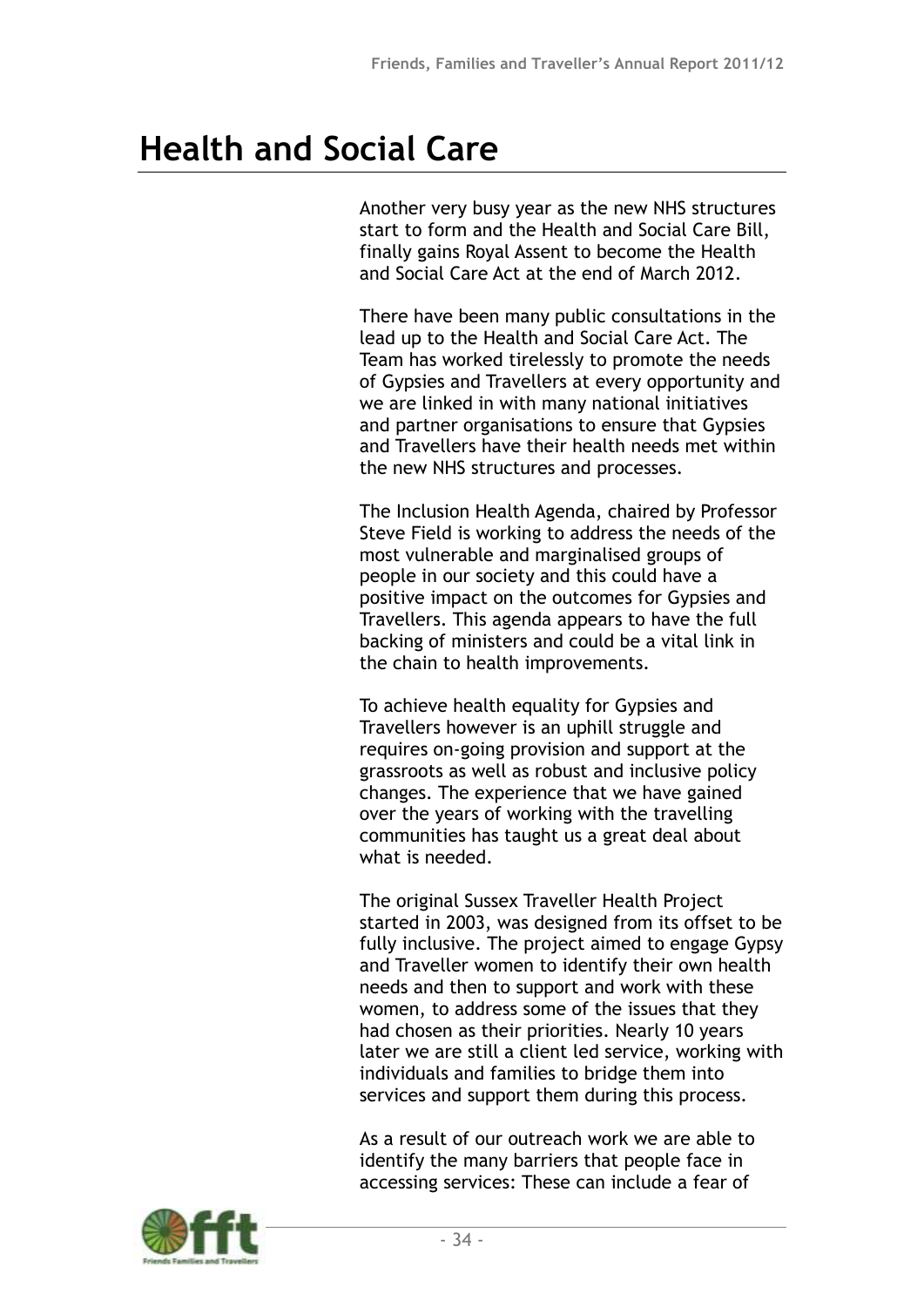# Health and Social Care

Another very busy year as the new NHS structures start to form and the Health and Social Care Bill, finally gains Royal Assent to become the Health and Social Care Act at the end of March 2012.

There have been many public consultations in the lead up to the Health and Social Care Act. The Team has worked tirelessly to promote the needs of Gypsies and Travellers at every opportunity and we are linked in with many national initiatives and partner organisations to ensure that Gypsies and Travellers have their health needs met within the new NHS structures and processes.

The Inclusion Health Agenda, chaired by Professor Steve Field is working to address the needs of the most vulnerable and marginalised groups of people in our society and this could have a positive impact on the outcomes for Gypsies and Travellers. This agenda appears to have the full backing of ministers and could be a vital link in the chain to health improvements.

To achieve health equality for Gypsies and Travellers however is an uphill struggle and requires on-going provision and support at the grassroots as well as robust and inclusive policy changes. The experience that we have gained over the years of working with the travelling communities has taught us a great deal about what is needed.

The original Sussex Traveller Health Project started in 2003, was designed from its offset to be fully inclusive. The project aimed to engage Gypsy and Traveller women to identify their own health needs and then to support and work with these women, to address some of the issues that they had chosen as their priorities. Nearly 10 years later we are still a client led service, working with individuals and families to bridge them into services and support them during this process.

As a result of our outreach work we are able to identify the many barriers that people face in accessing services: These can include a fear of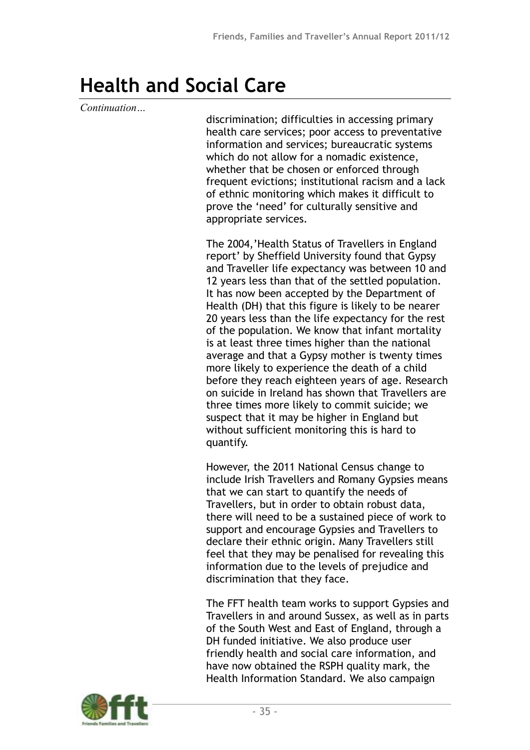# Health and Social Care

*Continuation…*

discrimination; difficulties in accessing primary health care services; poor access to preventative information and services; bureaucratic systems which do not allow for a nomadic existence, whether that be chosen or enforced through frequent evictions; institutional racism and a lack of ethnic monitoring which makes it difficult to prove the 'need' for culturally sensitive and appropriate services.

The 2004,'Health Status of Travellers in England report' by Sheffield University found that Gypsy and Traveller life expectancy was between 10 and 12 years less than that of the settled population. It has now been accepted by the Department of Health (DH) that this figure is likely to be nearer 20 years less than the life expectancy for the rest of the population. We know that infant mortality is at least three times higher than the national average and that a Gypsy mother is twenty times more likely to experience the death of a child before they reach eighteen years of age. Research on suicide in Ireland has shown that Travellers are three times more likely to commit suicide; we suspect that it may be higher in England but without sufficient monitoring this is hard to quantify.

However, the 2011 National Census change to include Irish Travellers and Romany Gypsies means that we can start to quantify the needs of Travellers, but in order to obtain robust data, there will need to be a sustained piece of work to support and encourage Gypsies and Travellers to declare their ethnic origin. Many Travellers still feel that they may be penalised for revealing this information due to the levels of prejudice and discrimination that they face.

The FFT health team works to support Gypsies and Travellers in and around Sussex, as well as in parts of the South West and East of England, through a DH funded initiative. We also produce user friendly health and social care information, and have now obtained the RSPH quality mark, the Health Information Standard. We also campaign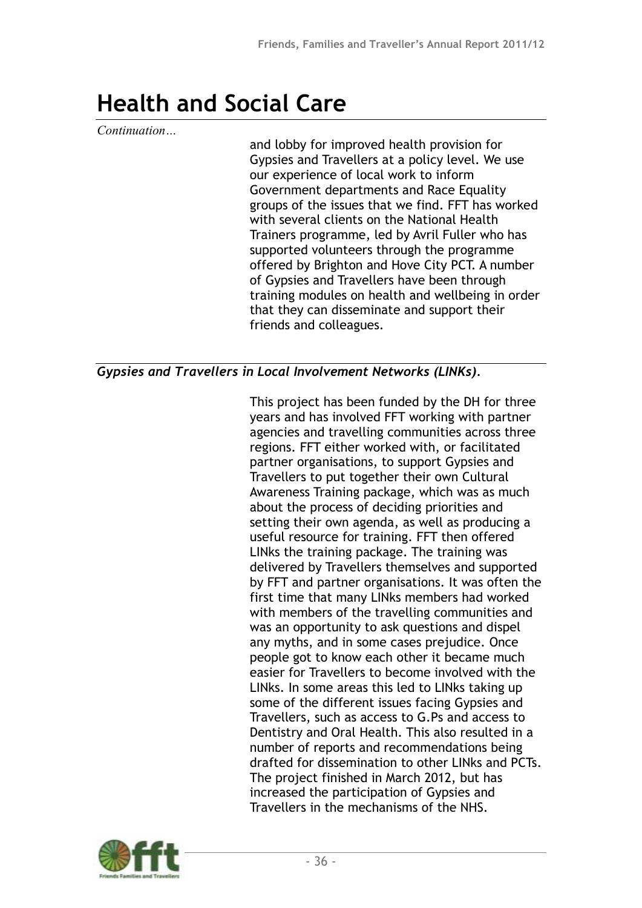# Health and Social Care

*Continuation…*

and lobby for improved health provision for Gypsies and Travellers at a policy level. We use our experience of local work to inform Government departments and Race Equality groups of the issues that we find. FFT has worked with several clients on the National Health Trainers programme, led by Avril Fuller who has supported volunteers through the programme offered by Brighton and Hove City PCT. A number of Gypsies and Travellers have been through training modules on health and wellbeing in order that they can disseminate and support their friends and colleagues.

***Gypsies and Travellers in Local Involvement Networks (LINKs).***

This project has been funded by the DH for three years and has involved FFT working with partner agencies and travelling communities across three regions. FFT either worked with, or facilitated partner organisations, to support Gypsies and Travellers to put together their own Cultural Awareness Training package, which was as much about the process of deciding priorities and setting their own agenda, as well as producing a useful resource for training. FFT then offered LINks the training package. The training was delivered by Travellers themselves and supported by FFT and partner organisations. It was often the first time that many LINks members had worked with members of the travelling communities and was an opportunity to ask questions and dispel any myths, and in some cases prejudice. Once people got to know each other it became much easier for Travellers to become involved with the LINks. In some areas this led to LINks taking up some of the different issues facing Gypsies and Travellers, such as access to G.Ps and access to Dentistry and Oral Health. This also resulted in a number of reports and recommendations being drafted for dissemination to other LINks and PCTs. The project finished in March 2012, but has increased the participation of Gypsies and Travellers in the mechanisms of the NHS.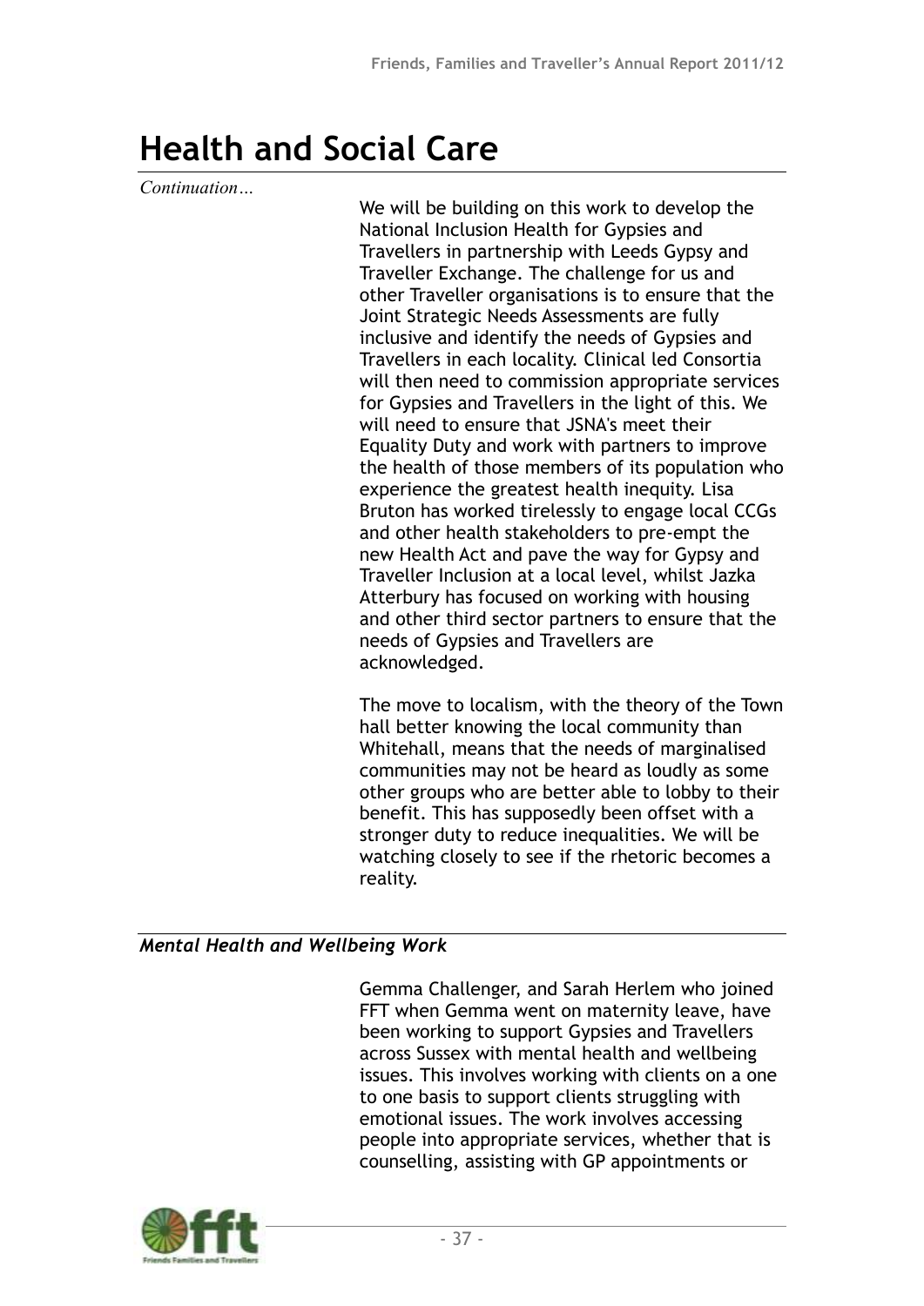# Health and Social Care

*Continuation…*

We will be building on this work to develop the National Inclusion Health for Gypsies and Travellers in partnership with Leeds Gypsy and Traveller Exchange. The challenge for us and other Traveller organisations is to ensure that the Joint Strategic Needs Assessments are fully inclusive and identify the needs of Gypsies and Travellers in each locality. Clinical led Consortia will then need to commission appropriate services for Gypsies and Travellers in the light of this. We will need to ensure that JSNA's meet their Equality Duty and work with partners to improve the health of those members of its population who experience the greatest health inequity. Lisa Bruton has worked tirelessly to engage local CCGs and other health stakeholders to pre-empt the new Health Act and pave the way for Gypsy and Traveller Inclusion at a local level, whilst Jazka Atterbury has focused on working with housing and other third sector partners to ensure that the needs of Gypsies and Travellers are acknowledged.

The move to localism, with the theory of the Town hall better knowing the local community than Whitehall, means that the needs of marginalised communities may not be heard as loudly as some other groups who are better able to lobby to their benefit. This has supposedly been offset with a stronger duty to reduce inequalities. We will be watching closely to see if the rhetoric becomes a reality.

## *Mental Health and Wellbeing Work*

Gemma Challenger, and Sarah Herlem who joined FFT when Gemma went on maternity leave, have been working to support Gypsies and Travellers across Sussex with mental health and wellbeing issues. This involves working with clients on a one to one basis to support clients struggling with emotional issues. The work involves accessing people into appropriate services, whether that is counselling, assisting with GP appointments or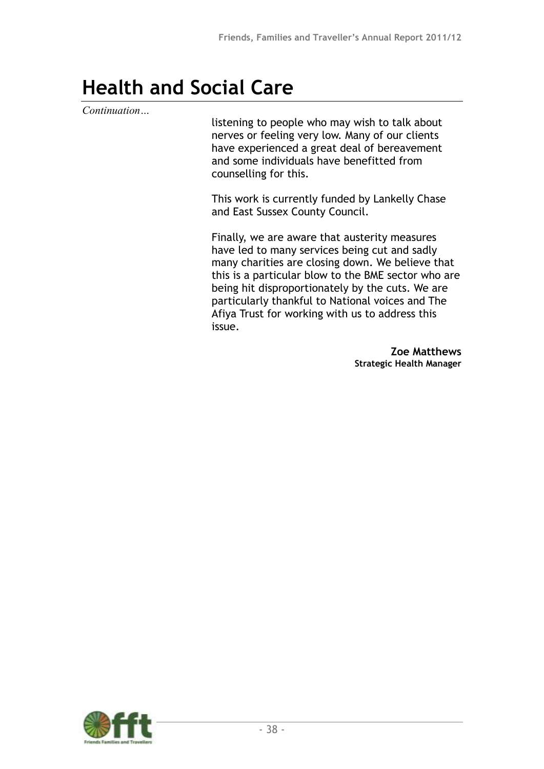# Health and Social Care

*Continuation…*

listening to people who may wish to talk about nerves or feeling very low. Many of our clients have experienced a great deal of bereavement and some individuals have benefitted from counselling for this.

This work is currently funded by Lankelly Chase and East Sussex County Council.

Finally, we are aware that austerity measures have led to many services being cut and sadly many charities are closing down. We believe that this is a particular blow to the BME sector who are being hit disproportionately by the cuts. We are particularly thankful to National voices and The Afiya Trust for working with us to address this issue.

**Zoe Matthews**
**Strategic Health Manager**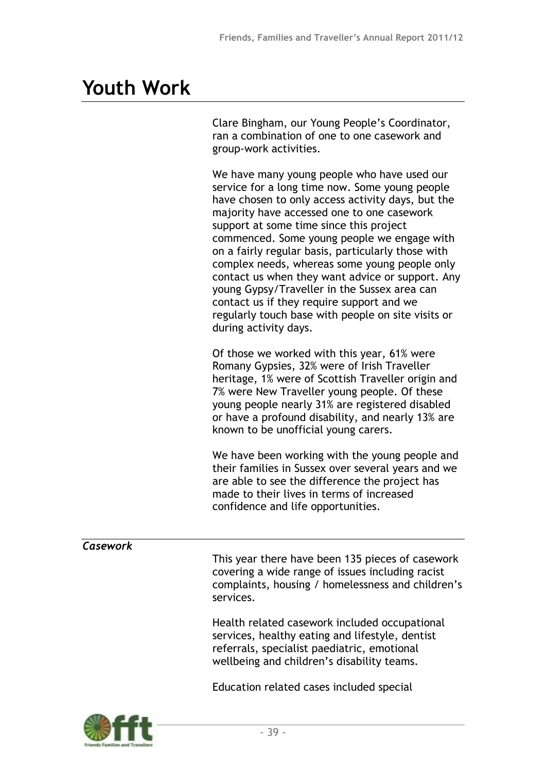# Youth Work

Clare Bingham, our Young People's Coordinator, ran a combination of one to one casework and group-work activities.

We have many young people who have used our service for a long time now. Some young people have chosen to only access activity days, but the majority have accessed one to one casework support at some time since this project commenced. Some young people we engage with on a fairly regular basis, particularly those with complex needs, whereas some young people only contact us when they want advice or support. Any young Gypsy/Traveller in the Sussex area can contact us if they require support and we regularly touch base with people on site visits or during activity days.

Of those we worked with this year, 61% were Romany Gypsies, 32% were of Irish Traveller heritage, 1% were of Scottish Traveller origin and 7% were New Traveller young people. Of these young people nearly 31% are registered disabled or have a profound disability, and nearly 13% are known to be unofficial young carers.

We have been working with the young people and their families in Sussex over several years and we are able to see the difference the project has made to their lives in terms of increased confidence and life opportunities.

### *Casework*

This year there have been 135 pieces of casework covering a wide range of issues including racist complaints, housing / homelessness and children's services.

Health related casework included occupational services, healthy eating and lifestyle, dentist referrals, specialist paediatric, emotional wellbeing and children's disability teams.

Education related cases included special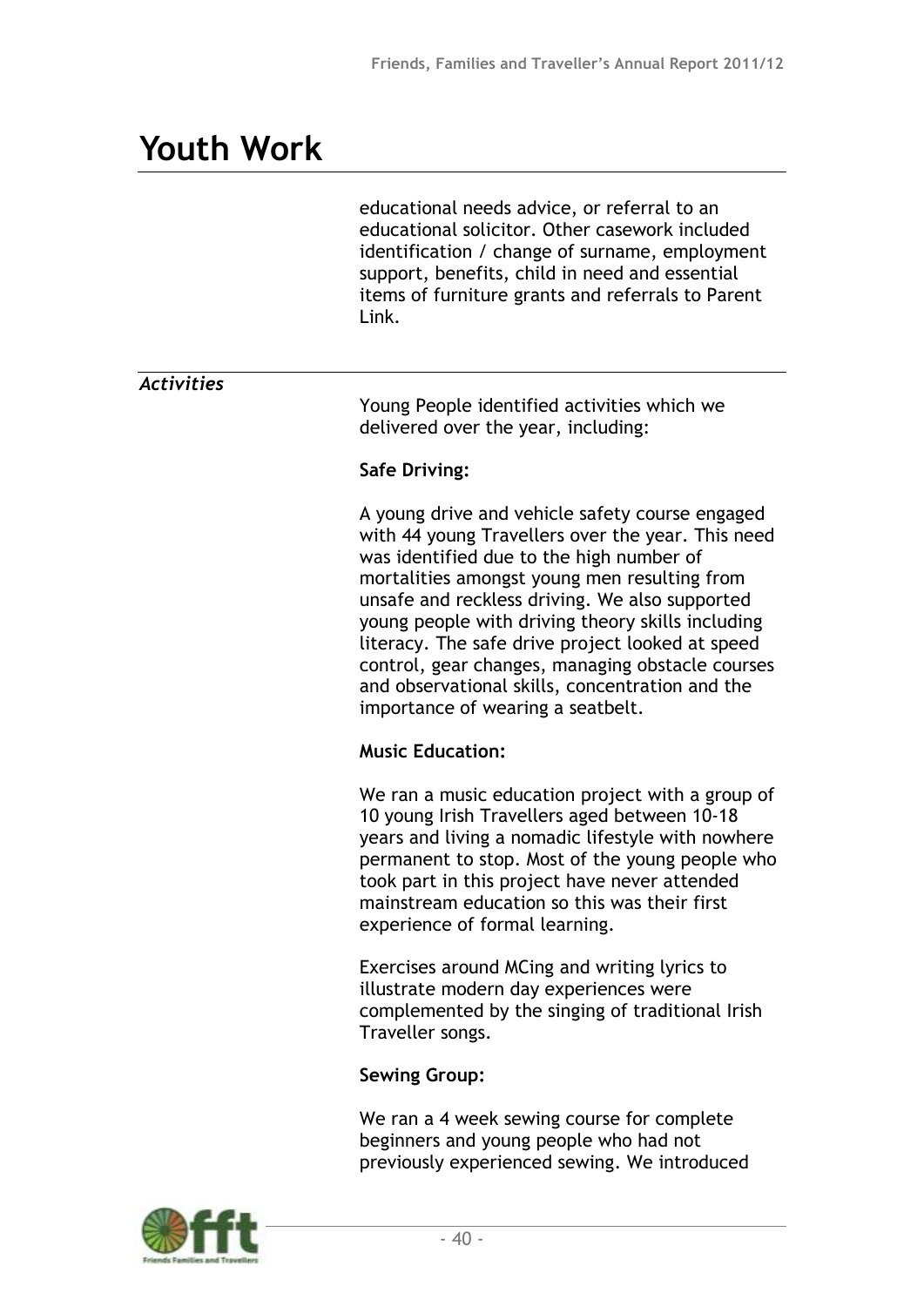# Youth Work

educational needs advice, or referral to an educational solicitor. Other casework included identification / change of surname, employment support, benefits, child in need and essential items of furniture grants and referrals to Parent Link.

*Activities*

Young People identified activities which we delivered over the year, including:

**Safe Driving:**

A young drive and vehicle safety course engaged with 44 young Travellers over the year. This need was identified due to the high number of mortalities amongst young men resulting from unsafe and reckless driving. We also supported young people with driving theory skills including literacy. The safe drive project looked at speed control, gear changes, managing obstacle courses and observational skills, concentration and the importance of wearing a seatbelt.

**Music Education:**

We ran a music education project with a group of 10 young Irish Travellers aged between 10-18 years and living a nomadic lifestyle with nowhere permanent to stop. Most of the young people who took part in this project have never attended mainstream education so this was their first experience of formal learning.

Exercises around MCing and writing lyrics to illustrate modern day experiences were complemented by the singing of traditional Irish Traveller songs.

**Sewing Group:**

We ran a 4 week sewing course for complete beginners and young people who had not previously experienced sewing. We introduced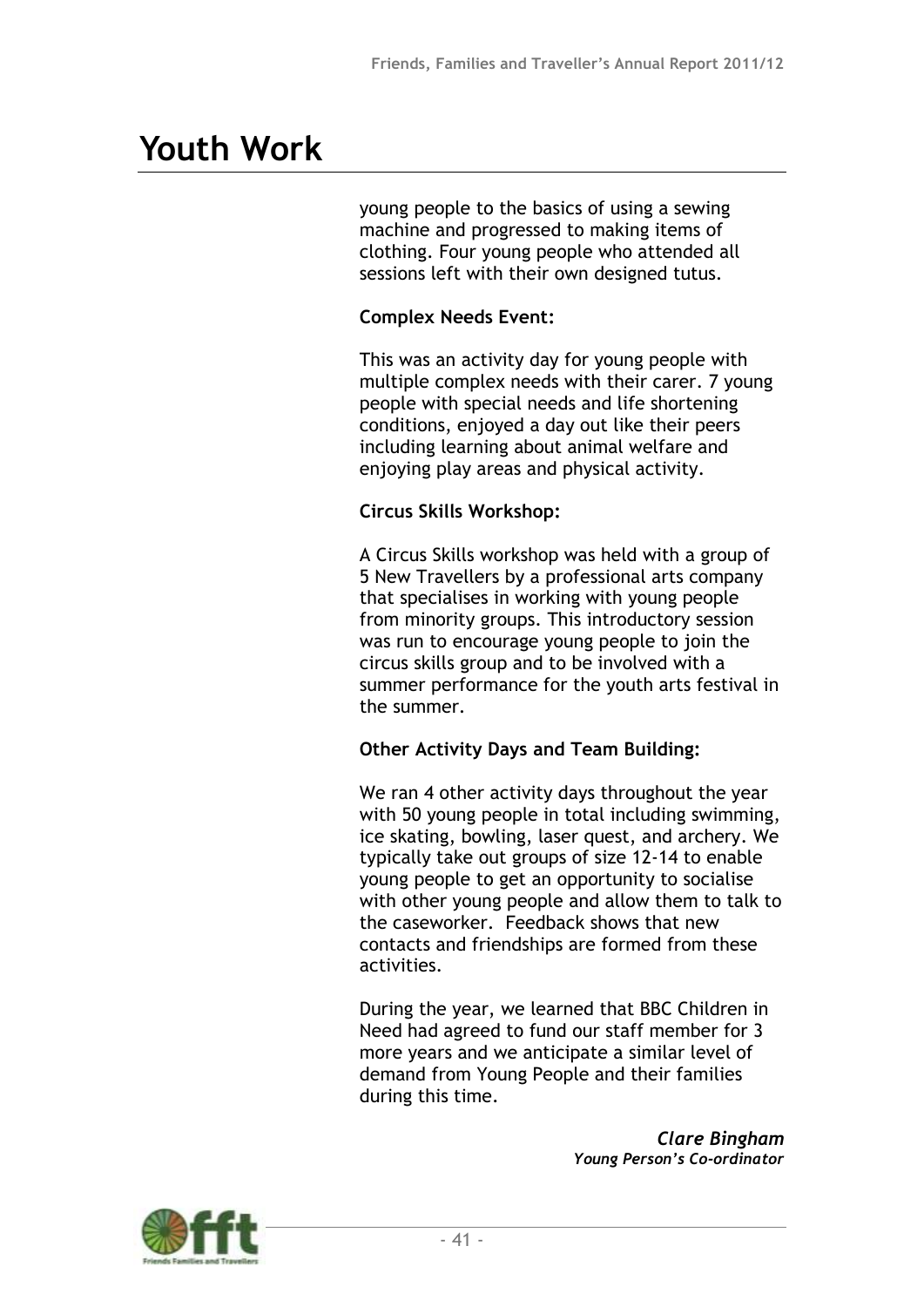# Youth Work

young people to the basics of using a sewing machine and progressed to making items of clothing. Four young people who attended all sessions left with their own designed tutus.

**Complex Needs Event:**

This was an activity day for young people with multiple complex needs with their carer. 7 young people with special needs and life shortening conditions, enjoyed a day out like their peers including learning about animal welfare and enjoying play areas and physical activity.

**Circus Skills Workshop:**

A Circus Skills workshop was held with a group of 5 New Travellers by a professional arts company that specialises in working with young people from minority groups. This introductory session was run to encourage young people to join the circus skills group and to be involved with a summer performance for the youth arts festival in the summer.

**Other Activity Days and Team Building:**

We ran 4 other activity days throughout the year with 50 young people in total including swimming, ice skating, bowling, laser quest, and archery. We typically take out groups of size 12-14 to enable young people to get an opportunity to socialise with other young people and allow them to talk to the caseworker. Feedback shows that new contacts and friendships are formed from these activities.

During the year, we learned that BBC Children in Need had agreed to fund our staff member for 3 more years and we anticipate a similar level of demand from Young People and their families during this time.

***Clare Bingham***
***Young Person's Co-ordinator***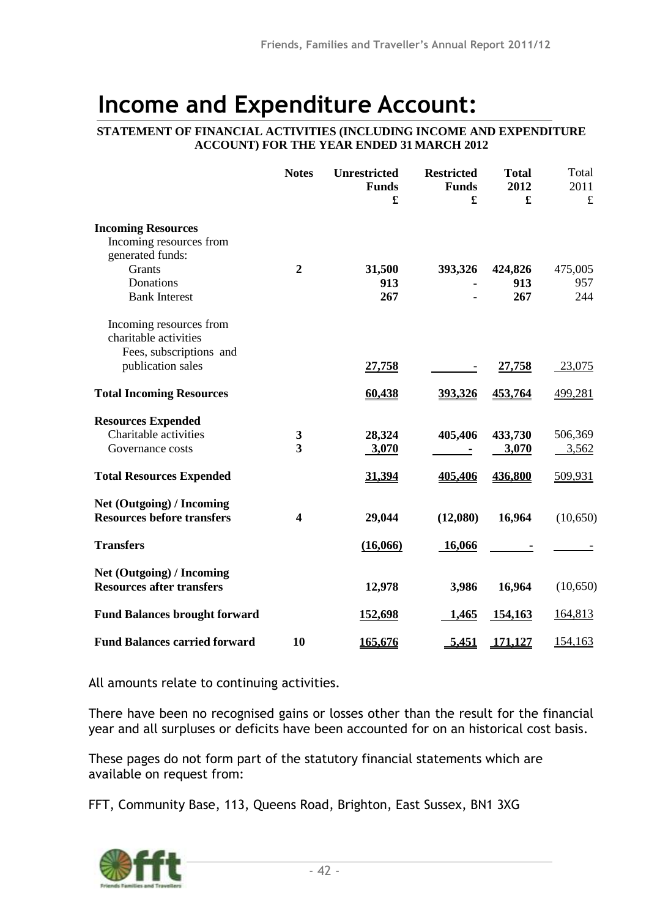# Income and Expenditure Account:

**STATEMENT OF FINANCIAL ACTIVITIES (INCLUDING INCOME AND EXPENDITURE ACCOUNT) FOR THE YEAR ENDED 31 MARCH 2012**

| | Notes | Unrestricted Funds £ | Restricted Funds £ | Total 2012 £ | Total 2011 £ |
|---|---|---|---|---|---|
| **Incoming Resources** | | | | | |
| Incoming resources from generated funds: | | | | | |
| Grants | 2 | 31,500 | 393,326 | 424,826 | 475,005 |
| Donations | | 913 | - | 913 | 957 |
| Bank Interest | | 267 | - | 267 | 244 |
| Incoming resources from charitable activities | | | | | |
| Fees, subscriptions and publication sales | | 27,758 | - | 27,758 | 23,075 |
| **Total Incoming Resources** | | 60,438 | 393,326 | 453,764 | 499,281 |
| **Resources Expended** | | | | | |
| Charitable activities | 3 | 28,324 | 405,406 | 433,730 | 506,369 |
| Governance costs | 3 | 3,070 | - | 3,070 | 3,562 |
| **Total Resources Expended** | | 31,394 | 405,406 | 436,800 | 509,931 |
| **Net (Outgoing) / Incoming Resources before transfers** | 4 | 29,044 | (12,080) | 16,964 | (10,650) |
| **Transfers** | | (16,066) | 16,066 | - | - |
| **Net (Outgoing) / Incoming Resources after transfers** | | 12,978 | 3,986 | 16,964 | (10,650) |
| **Fund Balances brought forward** | | 152,698 | 1,465 | 154,163 | 164,813 |
| **Fund Balances carried forward** | 10 | 165,676 | 5,451 | 171,127 | 154,163 |

All amounts relate to continuing activities.

There have been no recognised gains or losses other than the result for the financial year and all surpluses or deficits have been accounted for on an historical cost basis.

These pages do not form part of the statutory financial statements which are available on request from:

FFT, Community Base, 113, Queens Road, Brighton, East Sussex, BN1 3XG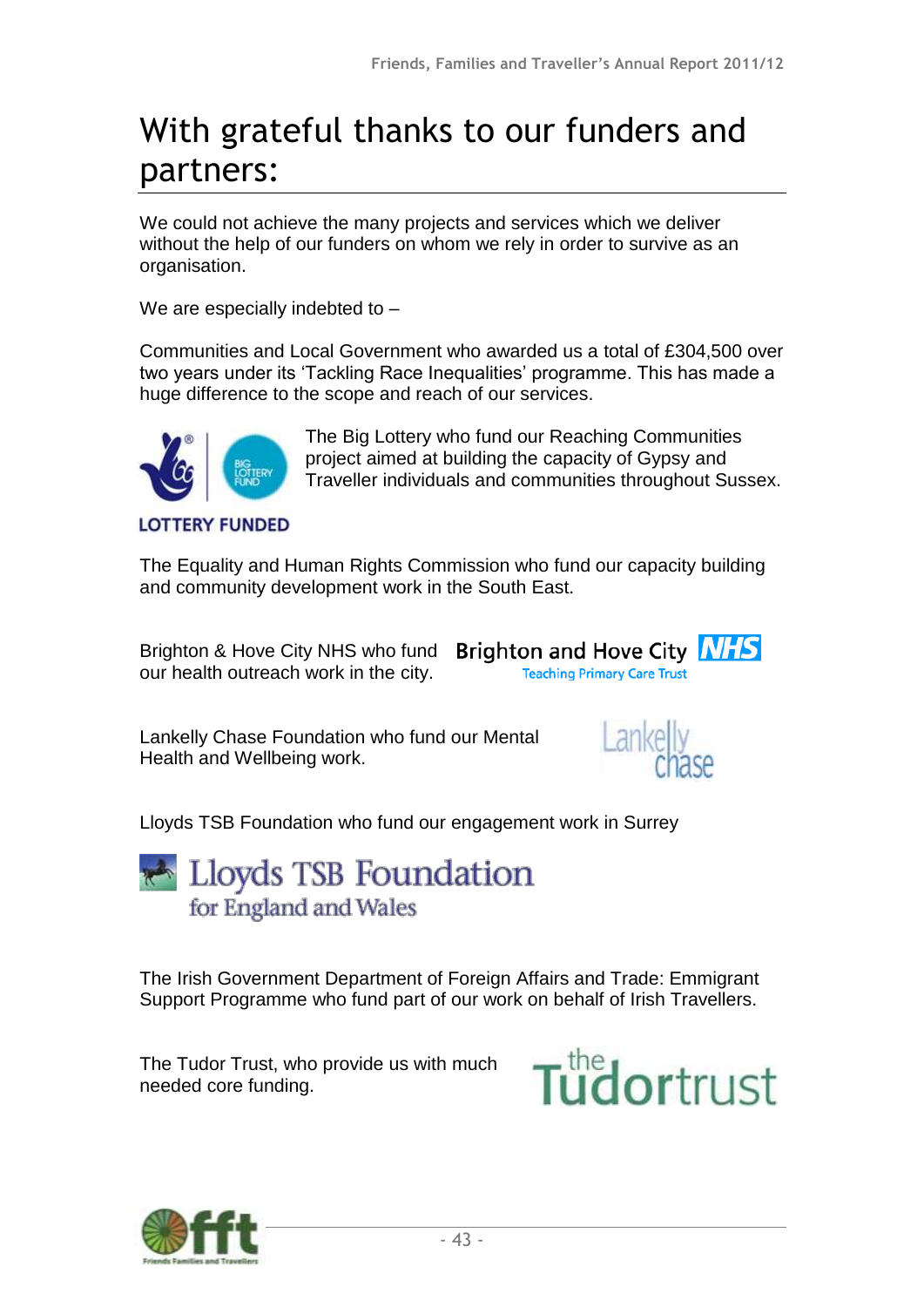# With grateful thanks to our funders and partners:

We could not achieve the many projects and services which we deliver without the help of our funders on whom we rely in order to survive as an organisation.

We are especially indebted to –

Communities and Local Government who awarded us a total of £304,500 over two years under its 'Tackling Race Inequalities' programme. This has made a huge difference to the scope and reach of our services.

The Big Lottery who fund our Reaching Communities project aimed at building the capacity of Gypsy and Traveller individuals and communities throughout Sussex.

The Equality and Human Rights Commission who fund our capacity building and community development work in the South East.

Brighton & Hove City NHS who fund our health outreach work in the city.

Lankelly Chase Foundation who fund our Mental Health and Wellbeing work.

Lloyds TSB Foundation who fund our engagement work in Surrey

The Irish Government Department of Foreign Affairs and Trade: Emmigrant Support Programme who fund part of our work on behalf of Irish Travellers.

The Tudor Trust, who provide us with much needed core funding.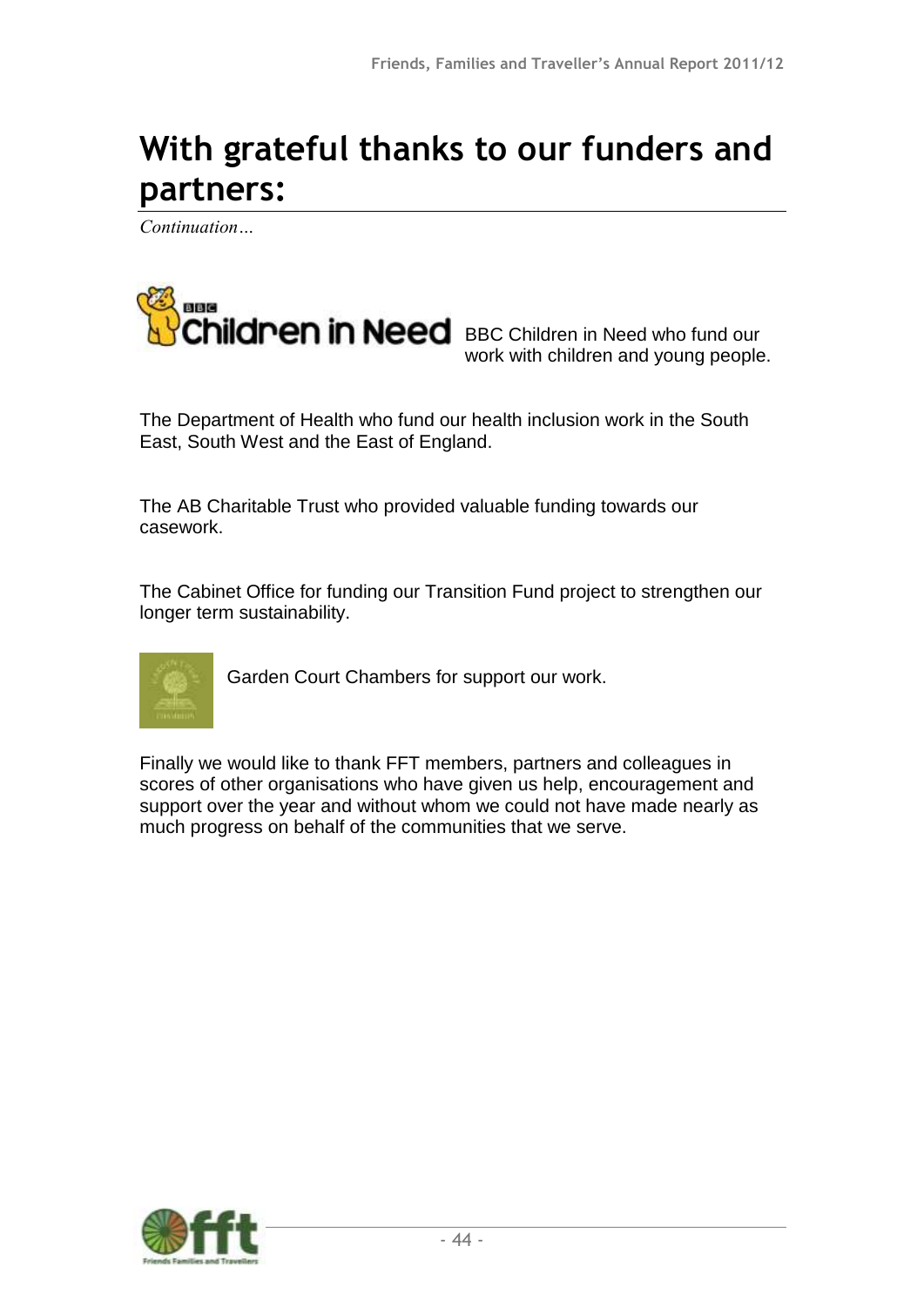# With grateful thanks to our funders and partners:

*Continuation…*

BBC Children in Need who fund our work with children and young people.

The Department of Health who fund our health inclusion work in the South East, South West and the East of England.

The AB Charitable Trust who provided valuable funding towards our casework.

The Cabinet Office for funding our Transition Fund project to strengthen our longer term sustainability.

Garden Court Chambers for support our work.

Finally we would like to thank FFT members, partners and colleagues in scores of other organisations who have given us help, encouragement and support over the year and without whom we could not have made nearly as much progress on behalf of the communities that we serve.